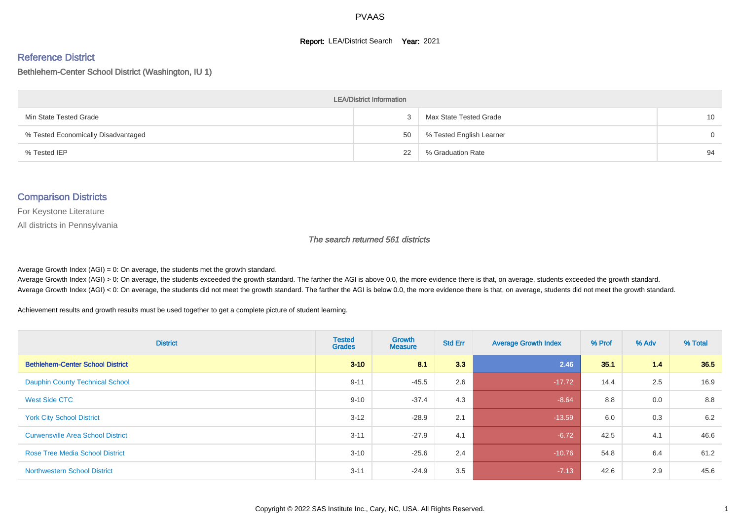# PVAAS

**Report:** LEA/District Search **Year:** 2021

## Reference District

Bethlehem-Center School District (Washington, IU 1)

| LEA/District Information | | | |
|---|---|---|---|
| Min State Tested Grade | 3 | Max State Tested Grade | 10 |
| % Tested Economically Disadvantaged | 50 | % Tested English Learner | 0 |
| % Tested IEP | 22 | % Graduation Rate | 94 |

## Comparison Districts

For Keystone Literature

All districts in Pennsylvania

*The search returned 561 districts*

Average Growth Index (AGI) = 0: On average, the students met the growth standard.

Average Growth Index (AGI) > 0: On average, the students exceeded the growth standard. The farther the AGI is above 0.0, the more evidence there is that, on average, students exceeded the growth standard.

Average Growth Index (AGI) < 0: On average, the students did not meet the growth standard. The farther the AGI is below 0.0, the more evidence there is that, on average, students did not meet the growth standard.

Achievement results and growth results must be used together to get a complete picture of student learning.

| District | Tested Grades | Growth Measure | Std Err | Average Growth Index | % Prof | % Adv | % Total |
|---|---|---|---|---|---|---|---|
| **Bethlehem-Center School District** | **3-10** | **8.1** | **3.3** | **2.46** | **35.1** | **1.4** | **36.5** |
| Dauphin County Technical School | 9-11 | -45.5 | 2.6 | -17.72 | 14.4 | 2.5 | 16.9 |
| West Side CTC | 9-10 | -37.4 | 4.3 | -8.64 | 8.8 | 0.0 | 8.8 |
| York City School District | 3-12 | -28.9 | 2.1 | -13.59 | 6.0 | 0.3 | 6.2 |
| Curwensville Area School District | 3-11 | -27.9 | 4.1 | -6.72 | 42.5 | 4.1 | 46.6 |
| Rose Tree Media School District | 3-10 | -25.6 | 2.4 | -10.76 | 54.8 | 6.4 | 61.2 |
| Northwestern School District | 3-11 | -24.9 | 3.5 | -7.13 | 42.6 | 2.9 | 45.6 |

Copyright © 2022 SAS Institute Inc., Cary, NC, USA. All Rights Reserved.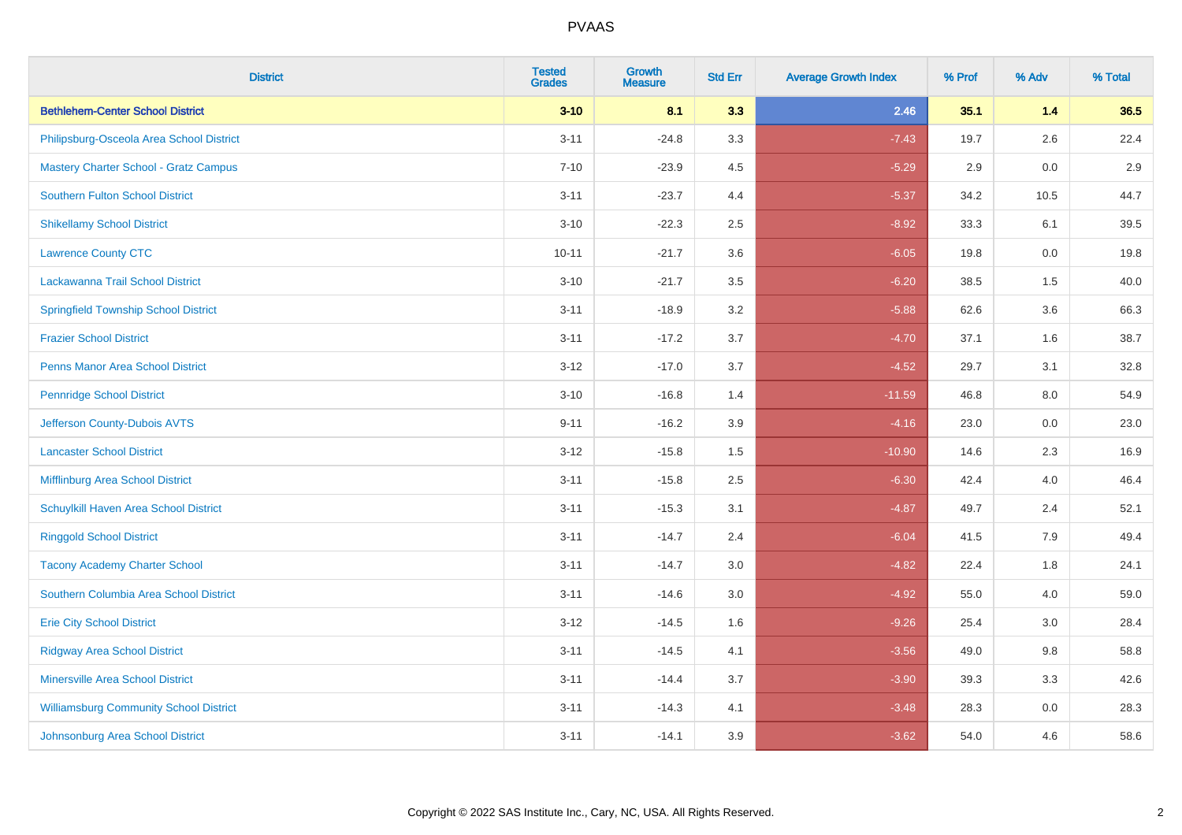| District | Tested Grades | Growth Measure | Std Err | Average Growth Index | % Prof | % Adv | % Total |
|---|---|---|---|---|---|---|---|
| **Bethlehem-Center School District** | **3-10** | **8.1** | **3.3** | **2.46** | **35.1** | **1.4** | **36.5** |
| Philipsburg-Osceola Area School District | 3-11 | -24.8 | 3.3 | -7.43 | 19.7 | 2.6 | 22.4 |
| Mastery Charter School - Gratz Campus | 7-10 | -23.9 | 4.5 | -5.29 | 2.9 | 0.0 | 2.9 |
| Southern Fulton School District | 3-11 | -23.7 | 4.4 | -5.37 | 34.2 | 10.5 | 44.7 |
| Shikellamy School District | 3-10 | -22.3 | 2.5 | -8.92 | 33.3 | 6.1 | 39.5 |
| Lawrence County CTC | 10-11 | -21.7 | 3.6 | -6.05 | 19.8 | 0.0 | 19.8 |
| Lackawanna Trail School District | 3-10 | -21.7 | 3.5 | -6.20 | 38.5 | 1.5 | 40.0 |
| Springfield Township School District | 3-11 | -18.9 | 3.2 | -5.88 | 62.6 | 3.6 | 66.3 |
| Frazier School District | 3-11 | -17.2 | 3.7 | -4.70 | 37.1 | 1.6 | 38.7 |
| Penns Manor Area School District | 3-12 | -17.0 | 3.7 | -4.52 | 29.7 | 3.1 | 32.8 |
| Pennridge School District | 3-10 | -16.8 | 1.4 | -11.59 | 46.8 | 8.0 | 54.9 |
| Jefferson County-Dubois AVTS | 9-11 | -16.2 | 3.9 | -4.16 | 23.0 | 0.0 | 23.0 |
| Lancaster School District | 3-12 | -15.8 | 1.5 | -10.90 | 14.6 | 2.3 | 16.9 |
| Mifflinburg Area School District | 3-11 | -15.8 | 2.5 | -6.30 | 42.4 | 4.0 | 46.4 |
| Schuylkill Haven Area School District | 3-11 | -15.3 | 3.1 | -4.87 | 49.7 | 2.4 | 52.1 |
| Ringgold School District | 3-11 | -14.7 | 2.4 | -6.04 | 41.5 | 7.9 | 49.4 |
| Tacony Academy Charter School | 3-11 | -14.7 | 3.0 | -4.82 | 22.4 | 1.8 | 24.1 |
| Southern Columbia Area School District | 3-11 | -14.6 | 3.0 | -4.92 | 55.0 | 4.0 | 59.0 |
| Erie City School District | 3-12 | -14.5 | 1.6 | -9.26 | 25.4 | 3.0 | 28.4 |
| Ridgway Area School District | 3-11 | -14.5 | 4.1 | -3.56 | 49.0 | 9.8 | 58.8 |
| Minersville Area School District | 3-11 | -14.4 | 3.7 | -3.90 | 39.3 | 3.3 | 42.6 |
| Williamsburg Community School District | 3-11 | -14.3 | 4.1 | -3.48 | 28.3 | 0.0 | 28.3 |
| Johnsonburg Area School District | 3-11 | -14.1 | 3.9 | -3.62 | 54.0 | 4.6 | 58.6 |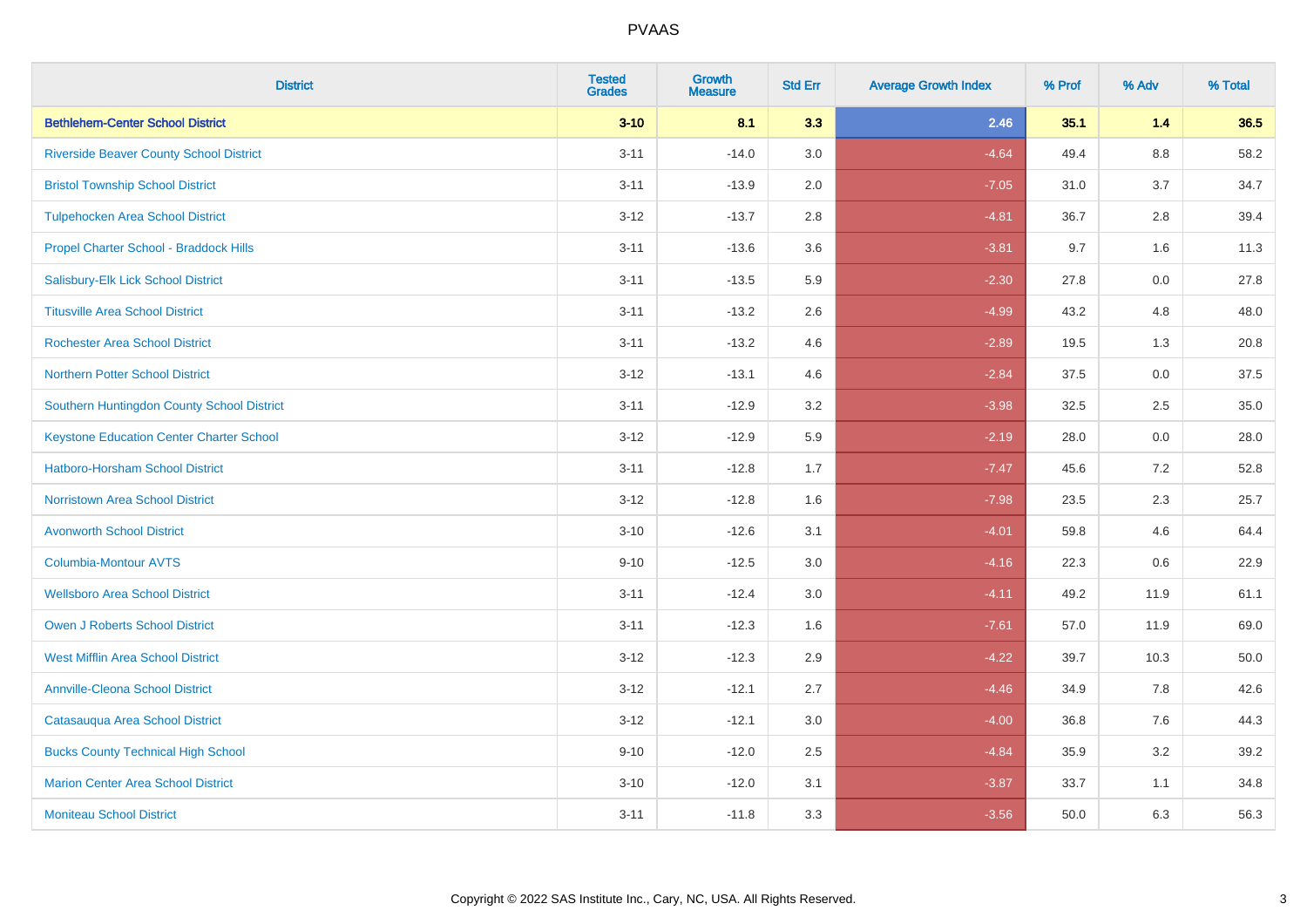# PVAAS

| District | Tested Grades | Growth Measure | Std Err | Average Growth Index | % Prof | % Adv | % Total |
|---|---|---|---|---|---|---|---|
| **Bethlehem-Center School District** | **3-10** | **8.1** | **3.3** | **2.46** | **35.1** | **1.4** | **36.5** |
| Riverside Beaver County School District | 3-11 | -14.0 | 3.0 | -4.64 | 49.4 | 8.8 | 58.2 |
| Bristol Township School District | 3-11 | -13.9 | 2.0 | -7.05 | 31.0 | 3.7 | 34.7 |
| Tulpehocken Area School District | 3-12 | -13.7 | 2.8 | -4.81 | 36.7 | 2.8 | 39.4 |
| Propel Charter School - Braddock Hills | 3-11 | -13.6 | 3.6 | -3.81 | 9.7 | 1.6 | 11.3 |
| Salisbury-Elk Lick School District | 3-11 | -13.5 | 5.9 | -2.30 | 27.8 | 0.0 | 27.8 |
| Titusville Area School District | 3-11 | -13.2 | 2.6 | -4.99 | 43.2 | 4.8 | 48.0 |
| Rochester Area School District | 3-11 | -13.2 | 4.6 | -2.89 | 19.5 | 1.3 | 20.8 |
| Northern Potter School District | 3-12 | -13.1 | 4.6 | -2.84 | 37.5 | 0.0 | 37.5 |
| Southern Huntingdon County School District | 3-11 | -12.9 | 3.2 | -3.98 | 32.5 | 2.5 | 35.0 |
| Keystone Education Center Charter School | 3-12 | -12.9 | 5.9 | -2.19 | 28.0 | 0.0 | 28.0 |
| Hatboro-Horsham School District | 3-11 | -12.8 | 1.7 | -7.47 | 45.6 | 7.2 | 52.8 |
| Norristown Area School District | 3-12 | -12.8 | 1.6 | -7.98 | 23.5 | 2.3 | 25.7 |
| Avonworth School District | 3-10 | -12.6 | 3.1 | -4.01 | 59.8 | 4.6 | 64.4 |
| Columbia-Montour AVTS | 9-10 | -12.5 | 3.0 | -4.16 | 22.3 | 0.6 | 22.9 |
| Wellsboro Area School District | 3-11 | -12.4 | 3.0 | -4.11 | 49.2 | 11.9 | 61.1 |
| Owen J Roberts School District | 3-11 | -12.3 | 1.6 | -7.61 | 57.0 | 11.9 | 69.0 |
| West Mifflin Area School District | 3-12 | -12.3 | 2.9 | -4.22 | 39.7 | 10.3 | 50.0 |
| Annville-Cleona School District | 3-12 | -12.1 | 2.7 | -4.46 | 34.9 | 7.8 | 42.6 |
| Catasauqua Area School District | 3-12 | -12.1 | 3.0 | -4.00 | 36.8 | 7.6 | 44.3 |
| Bucks County Technical High School | 9-10 | -12.0 | 2.5 | -4.84 | 35.9 | 3.2 | 39.2 |
| Marion Center Area School District | 3-10 | -12.0 | 3.1 | -3.87 | 33.7 | 1.1 | 34.8 |
| Moniteau School District | 3-11 | -11.8 | 3.3 | -3.56 | 50.0 | 6.3 | 56.3 |

Copyright © 2022 SAS Institute Inc., Cary, NC, USA. All Rights Reserved.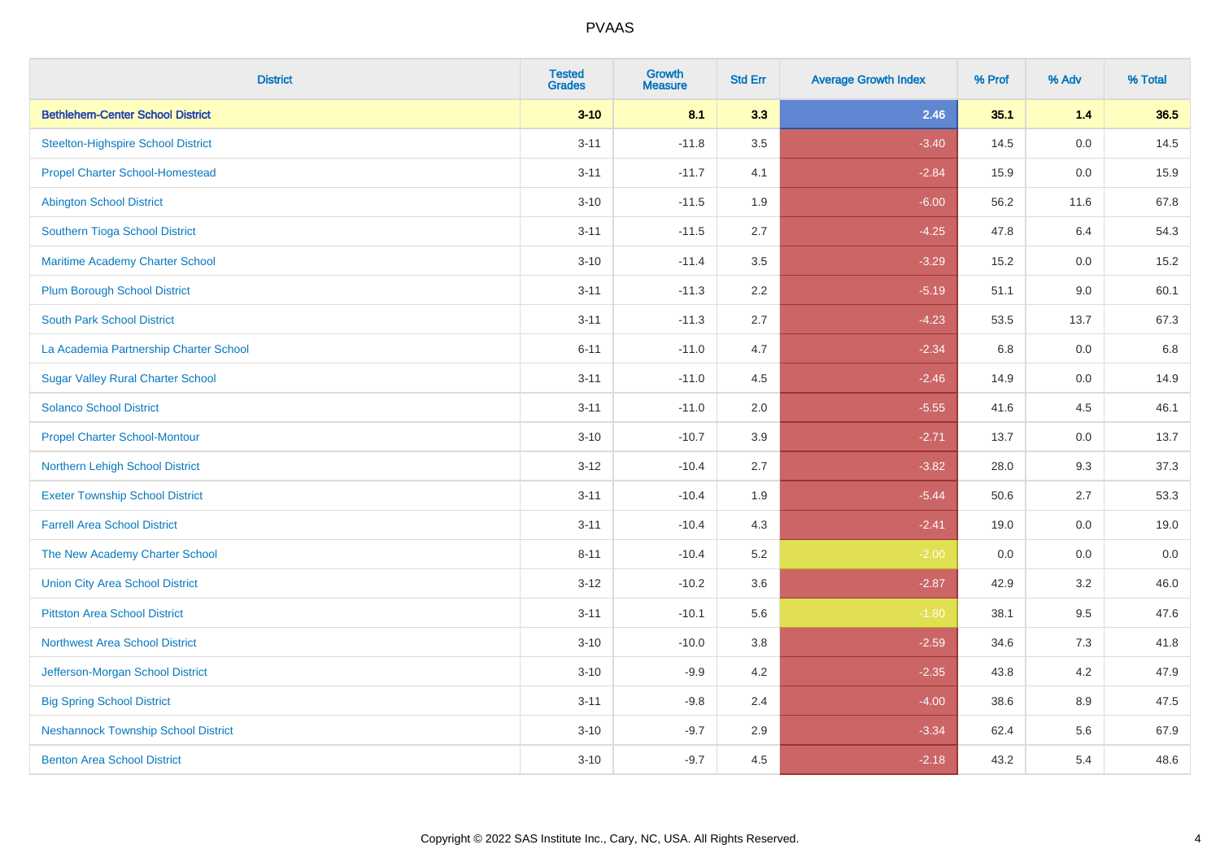| District | Tested Grades | Growth Measure | Std Err | Average Growth Index | % Prof | % Adv | % Total |
|---|---|---|---|---|---|---|---|
| **Bethlehem-Center School District** | **3-10** | **8.1** | **3.3** | **2.46** | **35.1** | **1.4** | **36.5** |
| Steelton-Highspire School District | 3-11 | -11.8 | 3.5 | -3.40 | 14.5 | 0.0 | 14.5 |
| Propel Charter School-Homestead | 3-11 | -11.7 | 4.1 | -2.84 | 15.9 | 0.0 | 15.9 |
| Abington School District | 3-10 | -11.5 | 1.9 | -6.00 | 56.2 | 11.6 | 67.8 |
| Southern Tioga School District | 3-11 | -11.5 | 2.7 | -4.25 | 47.8 | 6.4 | 54.3 |
| Maritime Academy Charter School | 3-10 | -11.4 | 3.5 | -3.29 | 15.2 | 0.0 | 15.2 |
| Plum Borough School District | 3-11 | -11.3 | 2.2 | -5.19 | 51.1 | 9.0 | 60.1 |
| South Park School District | 3-11 | -11.3 | 2.7 | -4.23 | 53.5 | 13.7 | 67.3 |
| La Academia Partnership Charter School | 6-11 | -11.0 | 4.7 | -2.34 | 6.8 | 0.0 | 6.8 |
| Sugar Valley Rural Charter School | 3-11 | -11.0 | 4.5 | -2.46 | 14.9 | 0.0 | 14.9 |
| Solanco School District | 3-11 | -11.0 | 2.0 | -5.55 | 41.6 | 4.5 | 46.1 |
| Propel Charter School-Montour | 3-10 | -10.7 | 3.9 | -2.71 | 13.7 | 0.0 | 13.7 |
| Northern Lehigh School District | 3-12 | -10.4 | 2.7 | -3.82 | 28.0 | 9.3 | 37.3 |
| Exeter Township School District | 3-11 | -10.4 | 1.9 | -5.44 | 50.6 | 2.7 | 53.3 |
| Farrell Area School District | 3-11 | -10.4 | 4.3 | -2.41 | 19.0 | 0.0 | 19.0 |
| The New Academy Charter School | 8-11 | -10.4 | 5.2 | -2.00 | 0.0 | 0.0 | 0.0 |
| Union City Area School District | 3-12 | -10.2 | 3.6 | -2.87 | 42.9 | 3.2 | 46.0 |
| Pittston Area School District | 3-11 | -10.1 | 5.6 | -1.80 | 38.1 | 9.5 | 47.6 |
| Northwest Area School District | 3-10 | -10.0 | 3.8 | -2.59 | 34.6 | 7.3 | 41.8 |
| Jefferson-Morgan School District | 3-10 | -9.9 | 4.2 | -2.35 | 43.8 | 4.2 | 47.9 |
| Big Spring School District | 3-11 | -9.8 | 2.4 | -4.00 | 38.6 | 8.9 | 47.5 |
| Neshannock Township School District | 3-10 | -9.7 | 2.9 | -3.34 | 62.4 | 5.6 | 67.9 |
| Benton Area School District | 3-10 | -9.7 | 4.5 | -2.18 | 43.2 | 5.4 | 48.6 |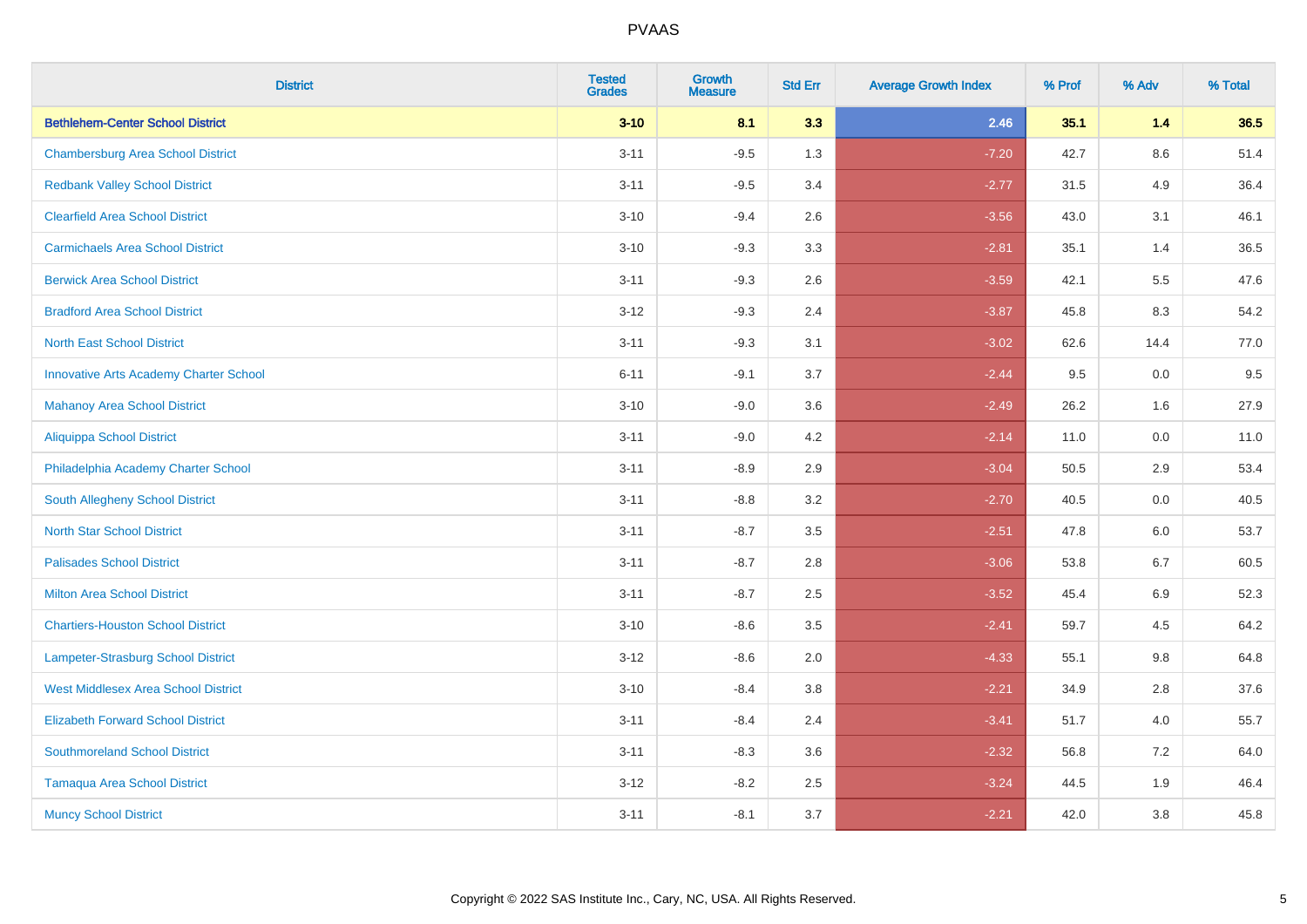# PVAAS

| District | Tested Grades | Growth Measure | Std Err | Average Growth Index | % Prof | % Adv | % Total |
|---|---|---|---|---|---|---|---|
| **Bethlehem-Center School District** | **3-10** | **8.1** | **3.3** | **2.46** | **35.1** | **1.4** | **36.5** |
| Chambersburg Area School District | 3-11 | -9.5 | 1.3 | -7.20 | 42.7 | 8.6 | 51.4 |
| Redbank Valley School District | 3-11 | -9.5 | 3.4 | -2.77 | 31.5 | 4.9 | 36.4 |
| Clearfield Area School District | 3-10 | -9.4 | 2.6 | -3.56 | 43.0 | 3.1 | 46.1 |
| Carmichaels Area School District | 3-10 | -9.3 | 3.3 | -2.81 | 35.1 | 1.4 | 36.5 |
| Berwick Area School District | 3-11 | -9.3 | 2.6 | -3.59 | 42.1 | 5.5 | 47.6 |
| Bradford Area School District | 3-12 | -9.3 | 2.4 | -3.87 | 45.8 | 8.3 | 54.2 |
| North East School District | 3-11 | -9.3 | 3.1 | -3.02 | 62.6 | 14.4 | 77.0 |
| Innovative Arts Academy Charter School | 6-11 | -9.1 | 3.7 | -2.44 | 9.5 | 0.0 | 9.5 |
| Mahanoy Area School District | 3-10 | -9.0 | 3.6 | -2.49 | 26.2 | 1.6 | 27.9 |
| Aliquippa School District | 3-11 | -9.0 | 4.2 | -2.14 | 11.0 | 0.0 | 11.0 |
| Philadelphia Academy Charter School | 3-11 | -8.9 | 2.9 | -3.04 | 50.5 | 2.9 | 53.4 |
| South Allegheny School District | 3-11 | -8.8 | 3.2 | -2.70 | 40.5 | 0.0 | 40.5 |
| North Star School District | 3-11 | -8.7 | 3.5 | -2.51 | 47.8 | 6.0 | 53.7 |
| Palisades School District | 3-11 | -8.7 | 2.8 | -3.06 | 53.8 | 6.7 | 60.5 |
| Milton Area School District | 3-11 | -8.7 | 2.5 | -3.52 | 45.4 | 6.9 | 52.3 |
| Chartiers-Houston School District | 3-10 | -8.6 | 3.5 | -2.41 | 59.7 | 4.5 | 64.2 |
| Lampeter-Strasburg School District | 3-12 | -8.6 | 2.0 | -4.33 | 55.1 | 9.8 | 64.8 |
| West Middlesex Area School District | 3-10 | -8.4 | 3.8 | -2.21 | 34.9 | 2.8 | 37.6 |
| Elizabeth Forward School District | 3-11 | -8.4 | 2.4 | -3.41 | 51.7 | 4.0 | 55.7 |
| Southmoreland School District | 3-11 | -8.3 | 3.6 | -2.32 | 56.8 | 7.2 | 64.0 |
| Tamaqua Area School District | 3-12 | -8.2 | 2.5 | -3.24 | 44.5 | 1.9 | 46.4 |
| Muncy School District | 3-11 | -8.1 | 3.7 | -2.21 | 42.0 | 3.8 | 45.8 |

Copyright © 2022 SAS Institute Inc., Cary, NC, USA. All Rights Reserved.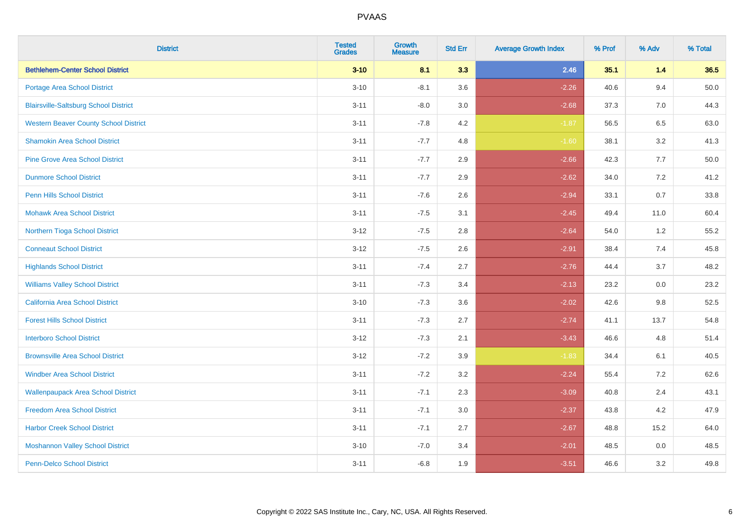| District | Tested Grades | Growth Measure | Std Err | Average Growth Index | % Prof | % Adv | % Total |
|---|---|---|---|---|---|---|---|
| **Bethlehem-Center School District** | **3-10** | **8.1** | **3.3** | **2.46** | **35.1** | **1.4** | **36.5** |
| Portage Area School District | 3-10 | -8.1 | 3.6 | -2.26 | 40.6 | 9.4 | 50.0 |
| Blairsville-Saltsburg School District | 3-11 | -8.0 | 3.0 | -2.68 | 37.3 | 7.0 | 44.3 |
| Western Beaver County School District | 3-11 | -7.8 | 4.2 | -1.87 | 56.5 | 6.5 | 63.0 |
| Shamokin Area School District | 3-11 | -7.7 | 4.8 | -1.60 | 38.1 | 3.2 | 41.3 |
| Pine Grove Area School District | 3-11 | -7.7 | 2.9 | -2.66 | 42.3 | 7.7 | 50.0 |
| Dunmore School District | 3-11 | -7.7 | 2.9 | -2.62 | 34.0 | 7.2 | 41.2 |
| Penn Hills School District | 3-11 | -7.6 | 2.6 | -2.94 | 33.1 | 0.7 | 33.8 |
| Mohawk Area School District | 3-11 | -7.5 | 3.1 | -2.45 | 49.4 | 11.0 | 60.4 |
| Northern Tioga School District | 3-12 | -7.5 | 2.8 | -2.64 | 54.0 | 1.2 | 55.2 |
| Conneaut School District | 3-12 | -7.5 | 2.6 | -2.91 | 38.4 | 7.4 | 45.8 |
| Highlands School District | 3-11 | -7.4 | 2.7 | -2.76 | 44.4 | 3.7 | 48.2 |
| Williams Valley School District | 3-11 | -7.3 | 3.4 | -2.13 | 23.2 | 0.0 | 23.2 |
| California Area School District | 3-10 | -7.3 | 3.6 | -2.02 | 42.6 | 9.8 | 52.5 |
| Forest Hills School District | 3-11 | -7.3 | 2.7 | -2.74 | 41.1 | 13.7 | 54.8 |
| Interboro School District | 3-12 | -7.3 | 2.1 | -3.43 | 46.6 | 4.8 | 51.4 |
| Brownsville Area School District | 3-12 | -7.2 | 3.9 | -1.83 | 34.4 | 6.1 | 40.5 |
| Windber Area School District | 3-11 | -7.2 | 3.2 | -2.24 | 55.4 | 7.2 | 62.6 |
| Wallenpaupack Area School District | 3-11 | -7.1 | 2.3 | -3.09 | 40.8 | 2.4 | 43.1 |
| Freedom Area School District | 3-11 | -7.1 | 3.0 | -2.37 | 43.8 | 4.2 | 47.9 |
| Harbor Creek School District | 3-11 | -7.1 | 2.7 | -2.67 | 48.8 | 15.2 | 64.0 |
| Moshannon Valley School District | 3-10 | -7.0 | 3.4 | -2.01 | 48.5 | 0.0 | 48.5 |
| Penn-Delco School District | 3-11 | -6.8 | 1.9 | -3.51 | 46.6 | 3.2 | 49.8 |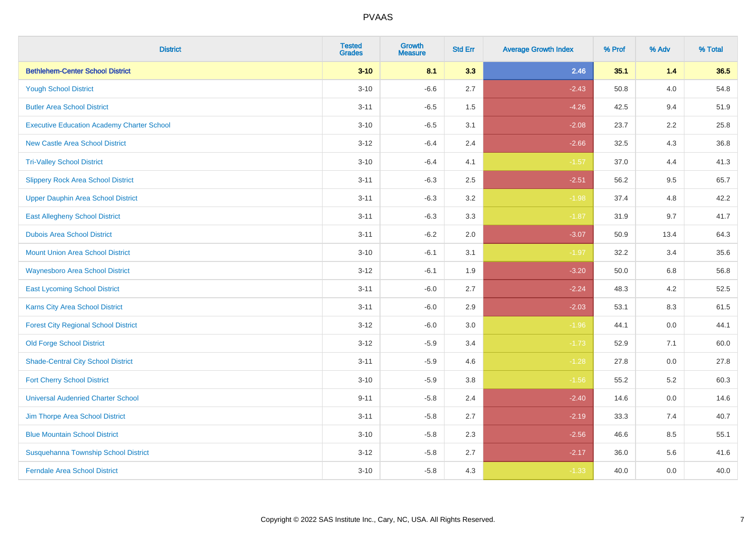# PVAAS

| District | Tested Grades | Growth Measure | Std Err | Average Growth Index | % Prof | % Adv | % Total |
|---|---|---|---|---|---|---|---|
| **Bethlehem-Center School District** | **3-10** | **8.1** | **3.3** | **2.46** | **35.1** | **1.4** | **36.5** |
| Yough School District | 3-10 | -6.6 | 2.7 | -2.43 | 50.8 | 4.0 | 54.8 |
| Butler Area School District | 3-11 | -6.5 | 1.5 | -4.26 | 42.5 | 9.4 | 51.9 |
| Executive Education Academy Charter School | 3-10 | -6.5 | 3.1 | -2.08 | 23.7 | 2.2 | 25.8 |
| New Castle Area School District | 3-12 | -6.4 | 2.4 | -2.66 | 32.5 | 4.3 | 36.8 |
| Tri-Valley School District | 3-10 | -6.4 | 4.1 | -1.57 | 37.0 | 4.4 | 41.3 |
| Slippery Rock Area School District | 3-11 | -6.3 | 2.5 | -2.51 | 56.2 | 9.5 | 65.7 |
| Upper Dauphin Area School District | 3-11 | -6.3 | 3.2 | -1.98 | 37.4 | 4.8 | 42.2 |
| East Allegheny School District | 3-11 | -6.3 | 3.3 | -1.87 | 31.9 | 9.7 | 41.7 |
| Dubois Area School District | 3-11 | -6.2 | 2.0 | -3.07 | 50.9 | 13.4 | 64.3 |
| Mount Union Area School District | 3-10 | -6.1 | 3.1 | -1.97 | 32.2 | 3.4 | 35.6 |
| Waynesboro Area School District | 3-12 | -6.1 | 1.9 | -3.20 | 50.0 | 6.8 | 56.8 |
| East Lycoming School District | 3-11 | -6.0 | 2.7 | -2.24 | 48.3 | 4.2 | 52.5 |
| Karns City Area School District | 3-11 | -6.0 | 2.9 | -2.03 | 53.1 | 8.3 | 61.5 |
| Forest City Regional School District | 3-12 | -6.0 | 3.0 | -1.96 | 44.1 | 0.0 | 44.1 |
| Old Forge School District | 3-12 | -5.9 | 3.4 | -1.73 | 52.9 | 7.1 | 60.0 |
| Shade-Central City School District | 3-11 | -5.9 | 4.6 | -1.28 | 27.8 | 0.0 | 27.8 |
| Fort Cherry School District | 3-10 | -5.9 | 3.8 | -1.56 | 55.2 | 5.2 | 60.3 |
| Universal Audenried Charter School | 9-11 | -5.8 | 2.4 | -2.40 | 14.6 | 0.0 | 14.6 |
| Jim Thorpe Area School District | 3-11 | -5.8 | 2.7 | -2.19 | 33.3 | 7.4 | 40.7 |
| Blue Mountain School District | 3-10 | -5.8 | 2.3 | -2.56 | 46.6 | 8.5 | 55.1 |
| Susquehanna Township School District | 3-12 | -5.8 | 2.7 | -2.17 | 36.0 | 5.6 | 41.6 |
| Ferndale Area School District | 3-10 | -5.8 | 4.3 | -1.33 | 40.0 | 0.0 | 40.0 |

Copyright © 2022 SAS Institute Inc., Cary, NC, USA. All Rights Reserved.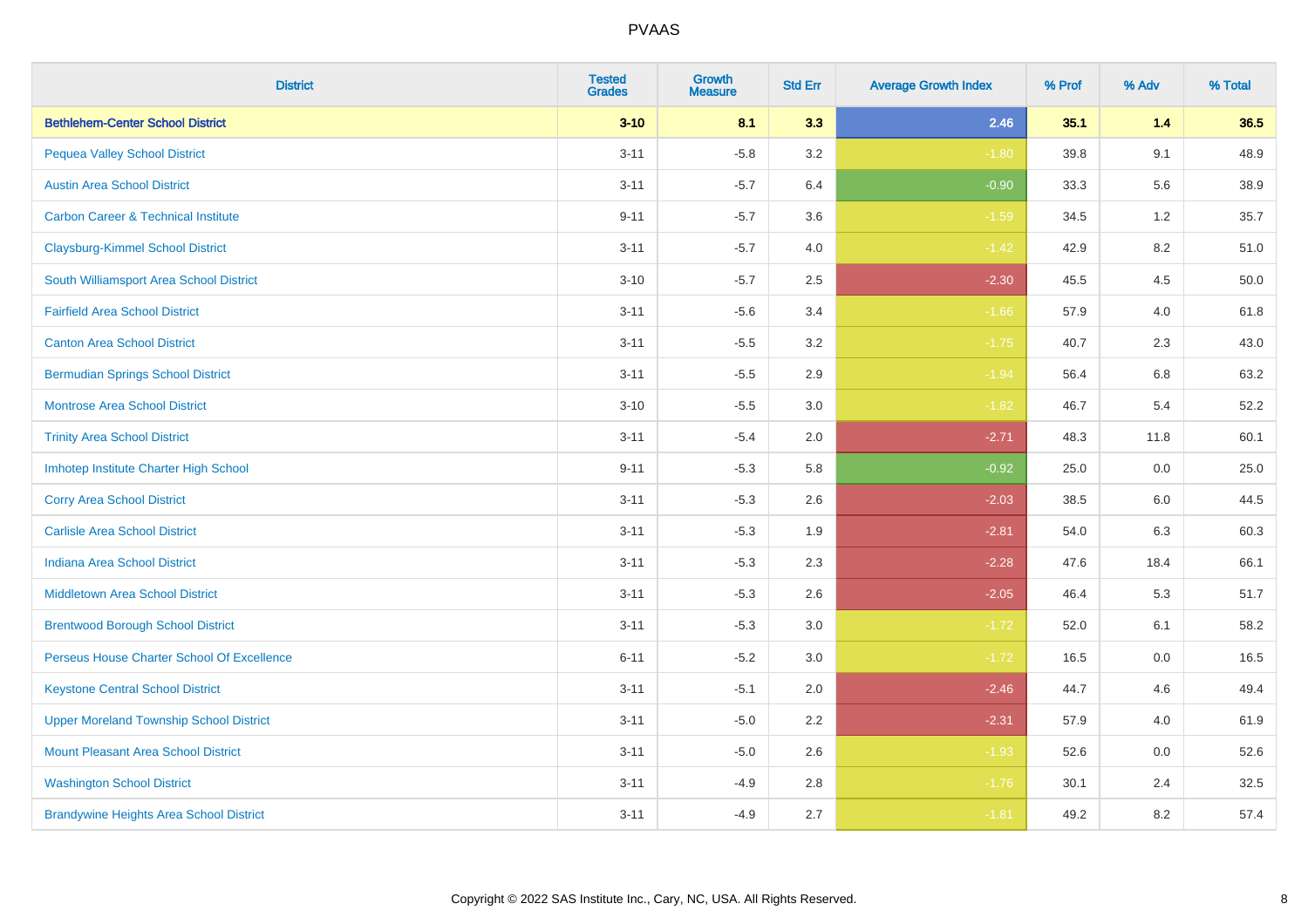# PVAAS

| District | Tested Grades | Growth Measure | Std Err | Average Growth Index | % Prof | % Adv | % Total |
|---|---|---|---|---|---|---|---|
| **Bethlehem-Center School District** | **3-10** | **8.1** | **3.3** | **2.46** | **35.1** | **1.4** | **36.5** |
| Pequea Valley School District | 3-11 | -5.8 | 3.2 | -1.80 | 39.8 | 9.1 | 48.9 |
| Austin Area School District | 3-11 | -5.7 | 6.4 | -0.90 | 33.3 | 5.6 | 38.9 |
| Carbon Career & Technical Institute | 9-11 | -5.7 | 3.6 | -1.59 | 34.5 | 1.2 | 35.7 |
| Claysburg-Kimmel School District | 3-11 | -5.7 | 4.0 | -1.42 | 42.9 | 8.2 | 51.0 |
| South Williamsport Area School District | 3-10 | -5.7 | 2.5 | -2.30 | 45.5 | 4.5 | 50.0 |
| Fairfield Area School District | 3-11 | -5.6 | 3.4 | -1.66 | 57.9 | 4.0 | 61.8 |
| Canton Area School District | 3-11 | -5.5 | 3.2 | -1.75 | 40.7 | 2.3 | 43.0 |
| Bermudian Springs School District | 3-11 | -5.5 | 2.9 | -1.94 | 56.4 | 6.8 | 63.2 |
| Montrose Area School District | 3-10 | -5.5 | 3.0 | -1.82 | 46.7 | 5.4 | 52.2 |
| Trinity Area School District | 3-11 | -5.4 | 2.0 | -2.71 | 48.3 | 11.8 | 60.1 |
| Imhotep Institute Charter High School | 9-11 | -5.3 | 5.8 | -0.92 | 25.0 | 0.0 | 25.0 |
| Corry Area School District | 3-11 | -5.3 | 2.6 | -2.03 | 38.5 | 6.0 | 44.5 |
| Carlisle Area School District | 3-11 | -5.3 | 1.9 | -2.81 | 54.0 | 6.3 | 60.3 |
| Indiana Area School District | 3-11 | -5.3 | 2.3 | -2.28 | 47.6 | 18.4 | 66.1 |
| Middletown Area School District | 3-11 | -5.3 | 2.6 | -2.05 | 46.4 | 5.3 | 51.7 |
| Brentwood Borough School District | 3-11 | -5.3 | 3.0 | -1.72 | 52.0 | 6.1 | 58.2 |
| Perseus House Charter School Of Excellence | 6-11 | -5.2 | 3.0 | -1.72 | 16.5 | 0.0 | 16.5 |
| Keystone Central School District | 3-11 | -5.1 | 2.0 | -2.46 | 44.7 | 4.6 | 49.4 |
| Upper Moreland Township School District | 3-11 | -5.0 | 2.2 | -2.31 | 57.9 | 4.0 | 61.9 |
| Mount Pleasant Area School District | 3-11 | -5.0 | 2.6 | -1.93 | 52.6 | 0.0 | 52.6 |
| Washington School District | 3-11 | -4.9 | 2.8 | -1.76 | 30.1 | 2.4 | 32.5 |
| Brandywine Heights Area School District | 3-11 | -4.9 | 2.7 | -1.81 | 49.2 | 8.2 | 57.4 |

Copyright © 2022 SAS Institute Inc., Cary, NC, USA. All Rights Reserved.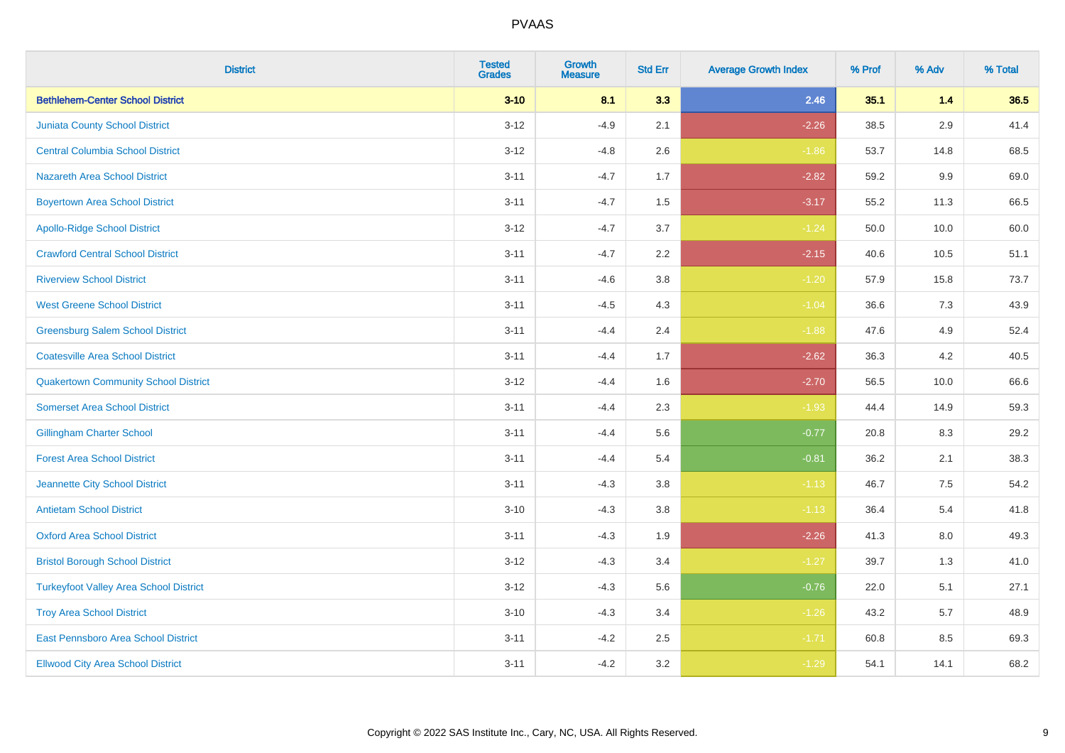# PVAAS

| District | Tested Grades | Growth Measure | Std Err | Average Growth Index | % Prof | % Adv | % Total |
|---|---|---|---|---|---|---|---|
| **Bethlehem-Center School District** | **3-10** | **8.1** | **3.3** | **2.46** | **35.1** | **1.4** | **36.5** |
| Juniata County School District | 3-12 | -4.9 | 2.1 | -2.26 | 38.5 | 2.9 | 41.4 |
| Central Columbia School District | 3-12 | -4.8 | 2.6 | -1.86 | 53.7 | 14.8 | 68.5 |
| Nazareth Area School District | 3-11 | -4.7 | 1.7 | -2.82 | 59.2 | 9.9 | 69.0 |
| Boyertown Area School District | 3-11 | -4.7 | 1.5 | -3.17 | 55.2 | 11.3 | 66.5 |
| Apollo-Ridge School District | 3-12 | -4.7 | 3.7 | -1.24 | 50.0 | 10.0 | 60.0 |
| Crawford Central School District | 3-11 | -4.7 | 2.2 | -2.15 | 40.6 | 10.5 | 51.1 |
| Riverview School District | 3-11 | -4.6 | 3.8 | -1.20 | 57.9 | 15.8 | 73.7 |
| West Greene School District | 3-11 | -4.5 | 4.3 | -1.04 | 36.6 | 7.3 | 43.9 |
| Greensburg Salem School District | 3-11 | -4.4 | 2.4 | -1.88 | 47.6 | 4.9 | 52.4 |
| Coatesville Area School District | 3-11 | -4.4 | 1.7 | -2.62 | 36.3 | 4.2 | 40.5 |
| Quakertown Community School District | 3-12 | -4.4 | 1.6 | -2.70 | 56.5 | 10.0 | 66.6 |
| Somerset Area School District | 3-11 | -4.4 | 2.3 | -1.93 | 44.4 | 14.9 | 59.3 |
| Gillingham Charter School | 3-11 | -4.4 | 5.6 | -0.77 | 20.8 | 8.3 | 29.2 |
| Forest Area School District | 3-11 | -4.4 | 5.4 | -0.81 | 36.2 | 2.1 | 38.3 |
| Jeannette City School District | 3-11 | -4.3 | 3.8 | -1.13 | 46.7 | 7.5 | 54.2 |
| Antietam School District | 3-10 | -4.3 | 3.8 | -1.13 | 36.4 | 5.4 | 41.8 |
| Oxford Area School District | 3-11 | -4.3 | 1.9 | -2.26 | 41.3 | 8.0 | 49.3 |
| Bristol Borough School District | 3-12 | -4.3 | 3.4 | -1.27 | 39.7 | 1.3 | 41.0 |
| Turkeyfoot Valley Area School District | 3-12 | -4.3 | 5.6 | -0.76 | 22.0 | 5.1 | 27.1 |
| Troy Area School District | 3-10 | -4.3 | 3.4 | -1.26 | 43.2 | 5.7 | 48.9 |
| East Pennsboro Area School District | 3-11 | -4.2 | 2.5 | -1.71 | 60.8 | 8.5 | 69.3 |
| Ellwood City Area School District | 3-11 | -4.2 | 3.2 | -1.29 | 54.1 | 14.1 | 68.2 |

Copyright © 2022 SAS Institute Inc., Cary, NC, USA. All Rights Reserved.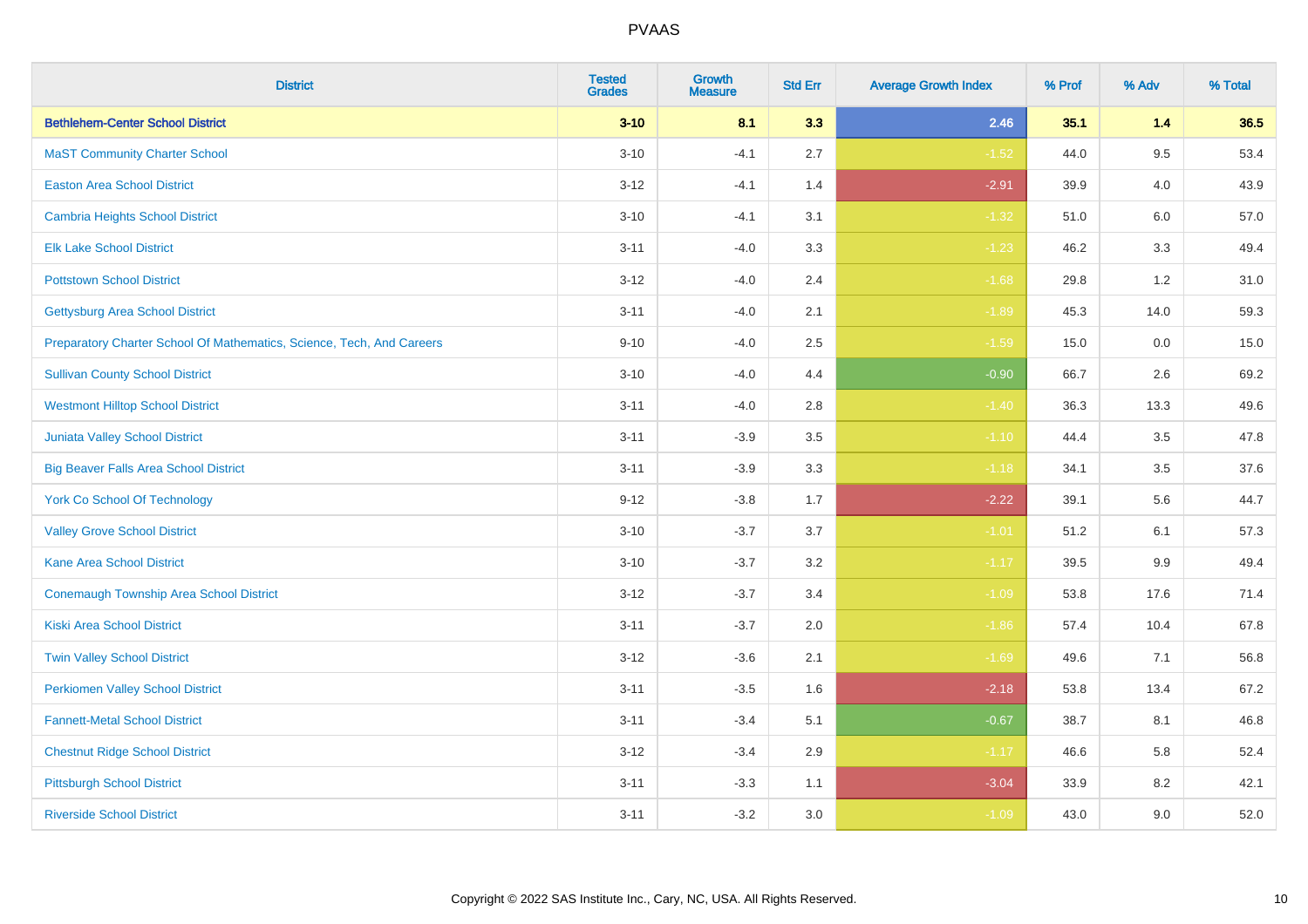| District | Tested Grades | Growth Measure | Std Err | Average Growth Index | % Prof | % Adv | % Total |
|---|---|---|---|---|---|---|---|
| **Bethlehem-Center School District** | **3-10** | **8.1** | **3.3** | **2.46** | **35.1** | **1.4** | **36.5** |
| MaST Community Charter School | 3-10 | -4.1 | 2.7 | -1.52 | 44.0 | 9.5 | 53.4 |
| Easton Area School District | 3-12 | -4.1 | 1.4 | -2.91 | 39.9 | 4.0 | 43.9 |
| Cambria Heights School District | 3-10 | -4.1 | 3.1 | -1.32 | 51.0 | 6.0 | 57.0 |
| Elk Lake School District | 3-11 | -4.0 | 3.3 | -1.23 | 46.2 | 3.3 | 49.4 |
| Pottstown School District | 3-12 | -4.0 | 2.4 | -1.68 | 29.8 | 1.2 | 31.0 |
| Gettysburg Area School District | 3-11 | -4.0 | 2.1 | -1.89 | 45.3 | 14.0 | 59.3 |
| Preparatory Charter School Of Mathematics, Science, Tech, And Careers | 9-10 | -4.0 | 2.5 | -1.59 | 15.0 | 0.0 | 15.0 |
| Sullivan County School District | 3-10 | -4.0 | 4.4 | -0.90 | 66.7 | 2.6 | 69.2 |
| Westmont Hilltop School District | 3-11 | -4.0 | 2.8 | -1.40 | 36.3 | 13.3 | 49.6 |
| Juniata Valley School District | 3-11 | -3.9 | 3.5 | -1.10 | 44.4 | 3.5 | 47.8 |
| Big Beaver Falls Area School District | 3-11 | -3.9 | 3.3 | -1.18 | 34.1 | 3.5 | 37.6 |
| York Co School Of Technology | 9-12 | -3.8 | 1.7 | -2.22 | 39.1 | 5.6 | 44.7 |
| Valley Grove School District | 3-10 | -3.7 | 3.7 | -1.01 | 51.2 | 6.1 | 57.3 |
| Kane Area School District | 3-10 | -3.7 | 3.2 | -1.17 | 39.5 | 9.9 | 49.4 |
| Conemaugh Township Area School District | 3-12 | -3.7 | 3.4 | -1.09 | 53.8 | 17.6 | 71.4 |
| Kiski Area School District | 3-11 | -3.7 | 2.0 | -1.86 | 57.4 | 10.4 | 67.8 |
| Twin Valley School District | 3-12 | -3.6 | 2.1 | -1.69 | 49.6 | 7.1 | 56.8 |
| Perkiomen Valley School District | 3-11 | -3.5 | 1.6 | -2.18 | 53.8 | 13.4 | 67.2 |
| Fannett-Metal School District | 3-11 | -3.4 | 5.1 | -0.67 | 38.7 | 8.1 | 46.8 |
| Chestnut Ridge School District | 3-12 | -3.4 | 2.9 | -1.17 | 46.6 | 5.8 | 52.4 |
| Pittsburgh School District | 3-11 | -3.3 | 1.1 | -3.04 | 33.9 | 8.2 | 42.1 |
| Riverside School District | 3-11 | -3.2 | 3.0 | -1.09 | 43.0 | 9.0 | 52.0 |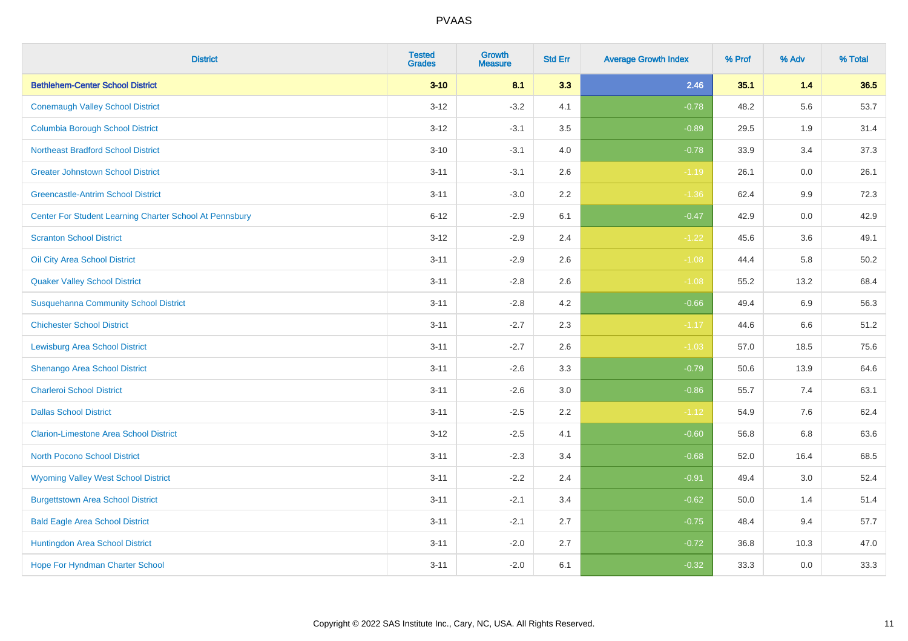| District | Tested Grades | Growth Measure | Std Err | Average Growth Index | % Prof | % Adv | % Total |
|---|---|---|---|---|---|---|---|
| **Bethlehem-Center School District** | **3-10** | **8.1** | **3.3** | **2.46** | **35.1** | **1.4** | **36.5** |
| Conemaugh Valley School District | 3-12 | -3.2 | 4.1 | -0.78 | 48.2 | 5.6 | 53.7 |
| Columbia Borough School District | 3-12 | -3.1 | 3.5 | -0.89 | 29.5 | 1.9 | 31.4 |
| Northeast Bradford School District | 3-10 | -3.1 | 4.0 | -0.78 | 33.9 | 3.4 | 37.3 |
| Greater Johnstown School District | 3-11 | -3.1 | 2.6 | -1.19 | 26.1 | 0.0 | 26.1 |
| Greencastle-Antrim School District | 3-11 | -3.0 | 2.2 | -1.36 | 62.4 | 9.9 | 72.3 |
| Center For Student Learning Charter School At Pennsbury | 6-12 | -2.9 | 6.1 | -0.47 | 42.9 | 0.0 | 42.9 |
| Scranton School District | 3-12 | -2.9 | 2.4 | -1.22 | 45.6 | 3.6 | 49.1 |
| Oil City Area School District | 3-11 | -2.9 | 2.6 | -1.08 | 44.4 | 5.8 | 50.2 |
| Quaker Valley School District | 3-11 | -2.8 | 2.6 | -1.08 | 55.2 | 13.2 | 68.4 |
| Susquehanna Community School District | 3-11 | -2.8 | 4.2 | -0.66 | 49.4 | 6.9 | 56.3 |
| Chichester School District | 3-11 | -2.7 | 2.3 | -1.17 | 44.6 | 6.6 | 51.2 |
| Lewisburg Area School District | 3-11 | -2.7 | 2.6 | -1.03 | 57.0 | 18.5 | 75.6 |
| Shenango Area School District | 3-11 | -2.6 | 3.3 | -0.79 | 50.6 | 13.9 | 64.6 |
| Charleroi School District | 3-11 | -2.6 | 3.0 | -0.86 | 55.7 | 7.4 | 63.1 |
| Dallas School District | 3-11 | -2.5 | 2.2 | -1.12 | 54.9 | 7.6 | 62.4 |
| Clarion-Limestone Area School District | 3-12 | -2.5 | 4.1 | -0.60 | 56.8 | 6.8 | 63.6 |
| North Pocono School District | 3-11 | -2.3 | 3.4 | -0.68 | 52.0 | 16.4 | 68.5 |
| Wyoming Valley West School District | 3-11 | -2.2 | 2.4 | -0.91 | 49.4 | 3.0 | 52.4 |
| Burgettstown Area School District | 3-11 | -2.1 | 3.4 | -0.62 | 50.0 | 1.4 | 51.4 |
| Bald Eagle Area School District | 3-11 | -2.1 | 2.7 | -0.75 | 48.4 | 9.4 | 57.7 |
| Huntingdon Area School District | 3-11 | -2.0 | 2.7 | -0.72 | 36.8 | 10.3 | 47.0 |
| Hope For Hyndman Charter School | 3-11 | -2.0 | 6.1 | -0.32 | 33.3 | 0.0 | 33.3 |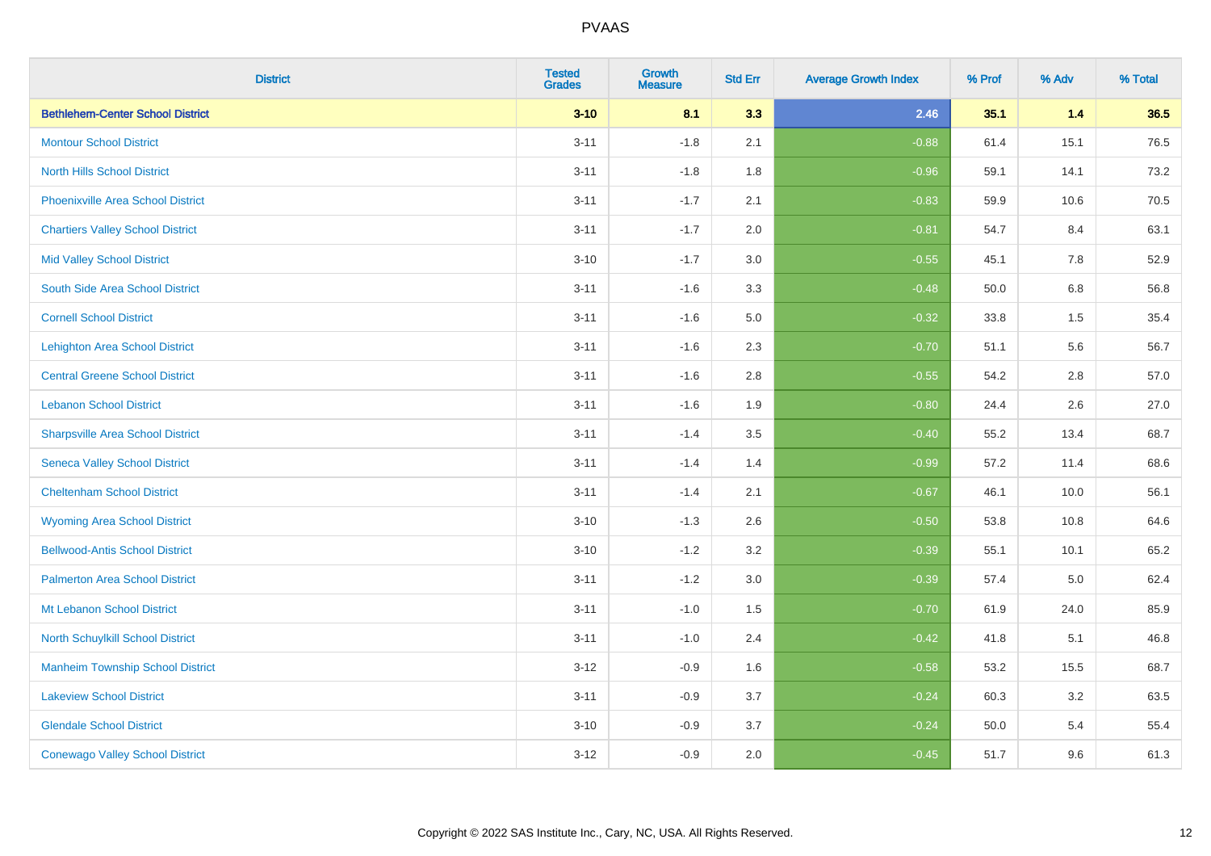| District | Tested Grades | Growth Measure | Std Err | Average Growth Index | % Prof | % Adv | % Total |
|---|---|---|---|---|---|---|---|
| **Bethlehem-Center School District** | **3-10** | **8.1** | **3.3** | **2.46** | **35.1** | **1.4** | **36.5** |
| Montour School District | 3-11 | -1.8 | 2.1 | -0.88 | 61.4 | 15.1 | 76.5 |
| North Hills School District | 3-11 | -1.8 | 1.8 | -0.96 | 59.1 | 14.1 | 73.2 |
| Phoenixville Area School District | 3-11 | -1.7 | 2.1 | -0.83 | 59.9 | 10.6 | 70.5 |
| Chartiers Valley School District | 3-11 | -1.7 | 2.0 | -0.81 | 54.7 | 8.4 | 63.1 |
| Mid Valley School District | 3-10 | -1.7 | 3.0 | -0.55 | 45.1 | 7.8 | 52.9 |
| South Side Area School District | 3-11 | -1.6 | 3.3 | -0.48 | 50.0 | 6.8 | 56.8 |
| Cornell School District | 3-11 | -1.6 | 5.0 | -0.32 | 33.8 | 1.5 | 35.4 |
| Lehighton Area School District | 3-11 | -1.6 | 2.3 | -0.70 | 51.1 | 5.6 | 56.7 |
| Central Greene School District | 3-11 | -1.6 | 2.8 | -0.55 | 54.2 | 2.8 | 57.0 |
| Lebanon School District | 3-11 | -1.6 | 1.9 | -0.80 | 24.4 | 2.6 | 27.0 |
| Sharpsville Area School District | 3-11 | -1.4 | 3.5 | -0.40 | 55.2 | 13.4 | 68.7 |
| Seneca Valley School District | 3-11 | -1.4 | 1.4 | -0.99 | 57.2 | 11.4 | 68.6 |
| Cheltenham School District | 3-11 | -1.4 | 2.1 | -0.67 | 46.1 | 10.0 | 56.1 |
| Wyoming Area School District | 3-10 | -1.3 | 2.6 | -0.50 | 53.8 | 10.8 | 64.6 |
| Bellwood-Antis School District | 3-10 | -1.2 | 3.2 | -0.39 | 55.1 | 10.1 | 65.2 |
| Palmerton Area School District | 3-11 | -1.2 | 3.0 | -0.39 | 57.4 | 5.0 | 62.4 |
| Mt Lebanon School District | 3-11 | -1.0 | 1.5 | -0.70 | 61.9 | 24.0 | 85.9 |
| North Schuylkill School District | 3-11 | -1.0 | 2.4 | -0.42 | 41.8 | 5.1 | 46.8 |
| Manheim Township School District | 3-12 | -0.9 | 1.6 | -0.58 | 53.2 | 15.5 | 68.7 |
| Lakeview School District | 3-11 | -0.9 | 3.7 | -0.24 | 60.3 | 3.2 | 63.5 |
| Glendale School District | 3-10 | -0.9 | 3.7 | -0.24 | 50.0 | 5.4 | 55.4 |
| Conewago Valley School District | 3-12 | -0.9 | 2.0 | -0.45 | 51.7 | 9.6 | 61.3 |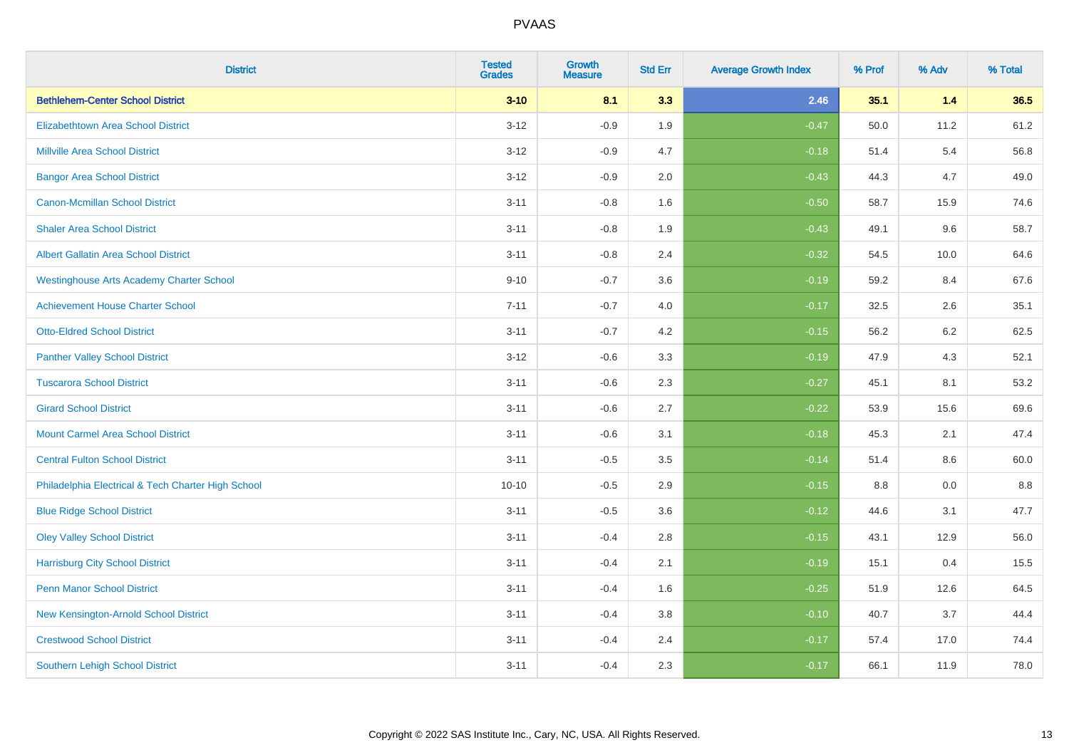PVAAS

| District | Tested Grades | Growth Measure | Std Err | Average Growth Index | % Prof | % Adv | % Total |
|---|---|---|---|---|---|---|---|
| **Bethlehem-Center School District** | **3-10** | **8.1** | **3.3** | **2.46** | **35.1** | **1.4** | **36.5** |
| Elizabethtown Area School District | 3-12 | -0.9 | 1.9 | -0.47 | 50.0 | 11.2 | 61.2 |
| Millville Area School District | 3-12 | -0.9 | 4.7 | -0.18 | 51.4 | 5.4 | 56.8 |
| Bangor Area School District | 3-12 | -0.9 | 2.0 | -0.43 | 44.3 | 4.7 | 49.0 |
| Canon-Mcmillan School District | 3-11 | -0.8 | 1.6 | -0.50 | 58.7 | 15.9 | 74.6 |
| Shaler Area School District | 3-11 | -0.8 | 1.9 | -0.43 | 49.1 | 9.6 | 58.7 |
| Albert Gallatin Area School District | 3-11 | -0.8 | 2.4 | -0.32 | 54.5 | 10.0 | 64.6 |
| Westinghouse Arts Academy Charter School | 9-10 | -0.7 | 3.6 | -0.19 | 59.2 | 8.4 | 67.6 |
| Achievement House Charter School | 7-11 | -0.7 | 4.0 | -0.17 | 32.5 | 2.6 | 35.1 |
| Otto-Eldred School District | 3-11 | -0.7 | 4.2 | -0.15 | 56.2 | 6.2 | 62.5 |
| Panther Valley School District | 3-12 | -0.6 | 3.3 | -0.19 | 47.9 | 4.3 | 52.1 |
| Tuscarora School District | 3-11 | -0.6 | 2.3 | -0.27 | 45.1 | 8.1 | 53.2 |
| Girard School District | 3-11 | -0.6 | 2.7 | -0.22 | 53.9 | 15.6 | 69.6 |
| Mount Carmel Area School District | 3-11 | -0.6 | 3.1 | -0.18 | 45.3 | 2.1 | 47.4 |
| Central Fulton School District | 3-11 | -0.5 | 3.5 | -0.14 | 51.4 | 8.6 | 60.0 |
| Philadelphia Electrical & Tech Charter High School | 10-10 | -0.5 | 2.9 | -0.15 | 8.8 | 0.0 | 8.8 |
| Blue Ridge School District | 3-11 | -0.5 | 3.6 | -0.12 | 44.6 | 3.1 | 47.7 |
| Oley Valley School District | 3-11 | -0.4 | 2.8 | -0.15 | 43.1 | 12.9 | 56.0 |
| Harrisburg City School District | 3-11 | -0.4 | 2.1 | -0.19 | 15.1 | 0.4 | 15.5 |
| Penn Manor School District | 3-11 | -0.4 | 1.6 | -0.25 | 51.9 | 12.6 | 64.5 |
| New Kensington-Arnold School District | 3-11 | -0.4 | 3.8 | -0.10 | 40.7 | 3.7 | 44.4 |
| Crestwood School District | 3-11 | -0.4 | 2.4 | -0.17 | 57.4 | 17.0 | 74.4 |
| Southern Lehigh School District | 3-11 | -0.4 | 2.3 | -0.17 | 66.1 | 11.9 | 78.0 |

Copyright © 2022 SAS Institute Inc., Cary, NC, USA. All Rights Reserved.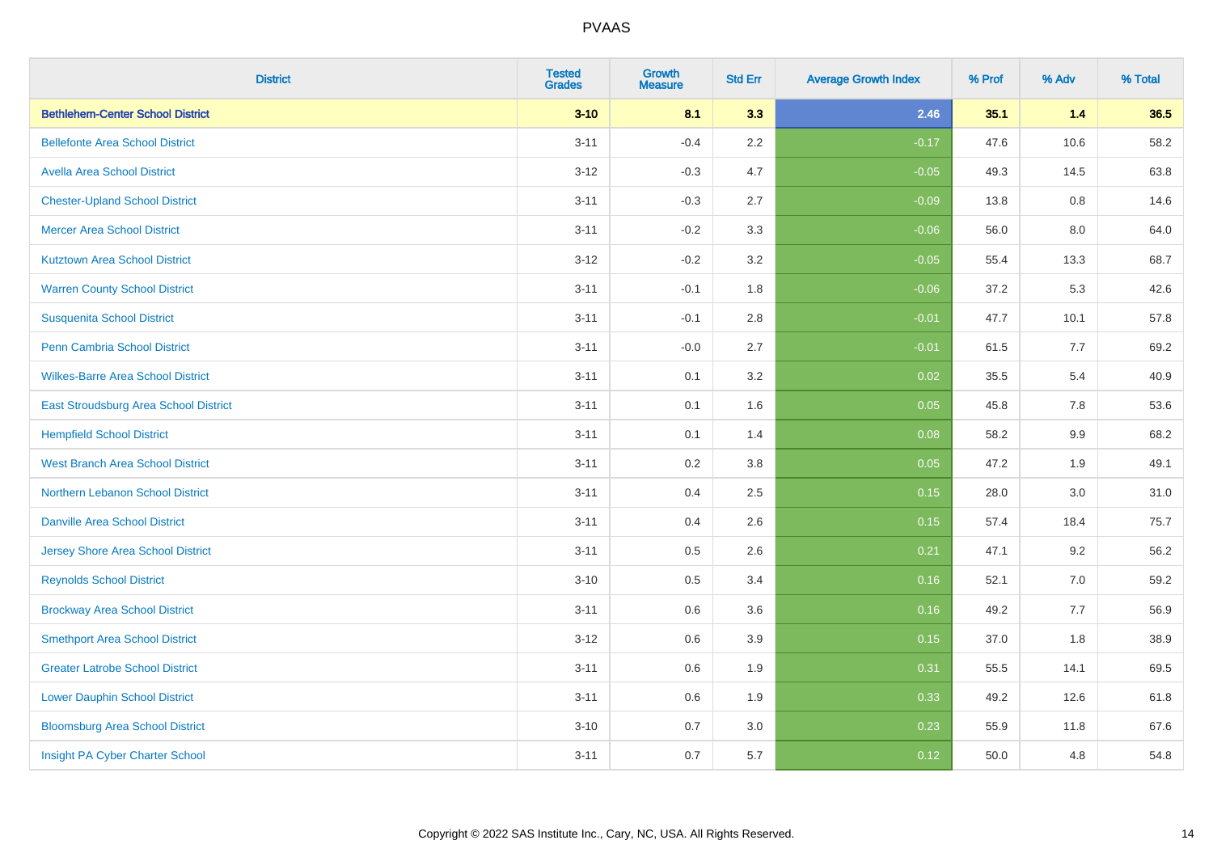| District | Tested Grades | Growth Measure | Std Err | Average Growth Index | % Prof | % Adv | % Total |
|---|---|---|---|---|---|---|---|
| **Bethlehem-Center School District** | **3-10** | **8.1** | **3.3** | **2.46** | **35.1** | **1.4** | **36.5** |
| Bellefonte Area School District | 3-11 | -0.4 | 2.2 | -0.17 | 47.6 | 10.6 | 58.2 |
| Avella Area School District | 3-12 | -0.3 | 4.7 | -0.05 | 49.3 | 14.5 | 63.8 |
| Chester-Upland School District | 3-11 | -0.3 | 2.7 | -0.09 | 13.8 | 0.8 | 14.6 |
| Mercer Area School District | 3-11 | -0.2 | 3.3 | -0.06 | 56.0 | 8.0 | 64.0 |
| Kutztown Area School District | 3-12 | -0.2 | 3.2 | -0.05 | 55.4 | 13.3 | 68.7 |
| Warren County School District | 3-11 | -0.1 | 1.8 | -0.06 | 37.2 | 5.3 | 42.6 |
| Susquenita School District | 3-11 | -0.1 | 2.8 | -0.01 | 47.7 | 10.1 | 57.8 |
| Penn Cambria School District | 3-11 | -0.0 | 2.7 | -0.01 | 61.5 | 7.7 | 69.2 |
| Wilkes-Barre Area School District | 3-11 | 0.1 | 3.2 | 0.02 | 35.5 | 5.4 | 40.9 |
| East Stroudsburg Area School District | 3-11 | 0.1 | 1.6 | 0.05 | 45.8 | 7.8 | 53.6 |
| Hempfield School District | 3-11 | 0.1 | 1.4 | 0.08 | 58.2 | 9.9 | 68.2 |
| West Branch Area School District | 3-11 | 0.2 | 3.8 | 0.05 | 47.2 | 1.9 | 49.1 |
| Northern Lebanon School District | 3-11 | 0.4 | 2.5 | 0.15 | 28.0 | 3.0 | 31.0 |
| Danville Area School District | 3-11 | 0.4 | 2.6 | 0.15 | 57.4 | 18.4 | 75.7 |
| Jersey Shore Area School District | 3-11 | 0.5 | 2.6 | 0.21 | 47.1 | 9.2 | 56.2 |
| Reynolds School District | 3-10 | 0.5 | 3.4 | 0.16 | 52.1 | 7.0 | 59.2 |
| Brockway Area School District | 3-11 | 0.6 | 3.6 | 0.16 | 49.2 | 7.7 | 56.9 |
| Smethport Area School District | 3-12 | 0.6 | 3.9 | 0.15 | 37.0 | 1.8 | 38.9 |
| Greater Latrobe School District | 3-11 | 0.6 | 1.9 | 0.31 | 55.5 | 14.1 | 69.5 |
| Lower Dauphin School District | 3-11 | 0.6 | 1.9 | 0.33 | 49.2 | 12.6 | 61.8 |
| Bloomsburg Area School District | 3-10 | 0.7 | 3.0 | 0.23 | 55.9 | 11.8 | 67.6 |
| Insight PA Cyber Charter School | 3-11 | 0.7 | 5.7 | 0.12 | 50.0 | 4.8 | 54.8 |

Copyright © 2022 SAS Institute Inc., Cary, NC, USA. All Rights Reserved.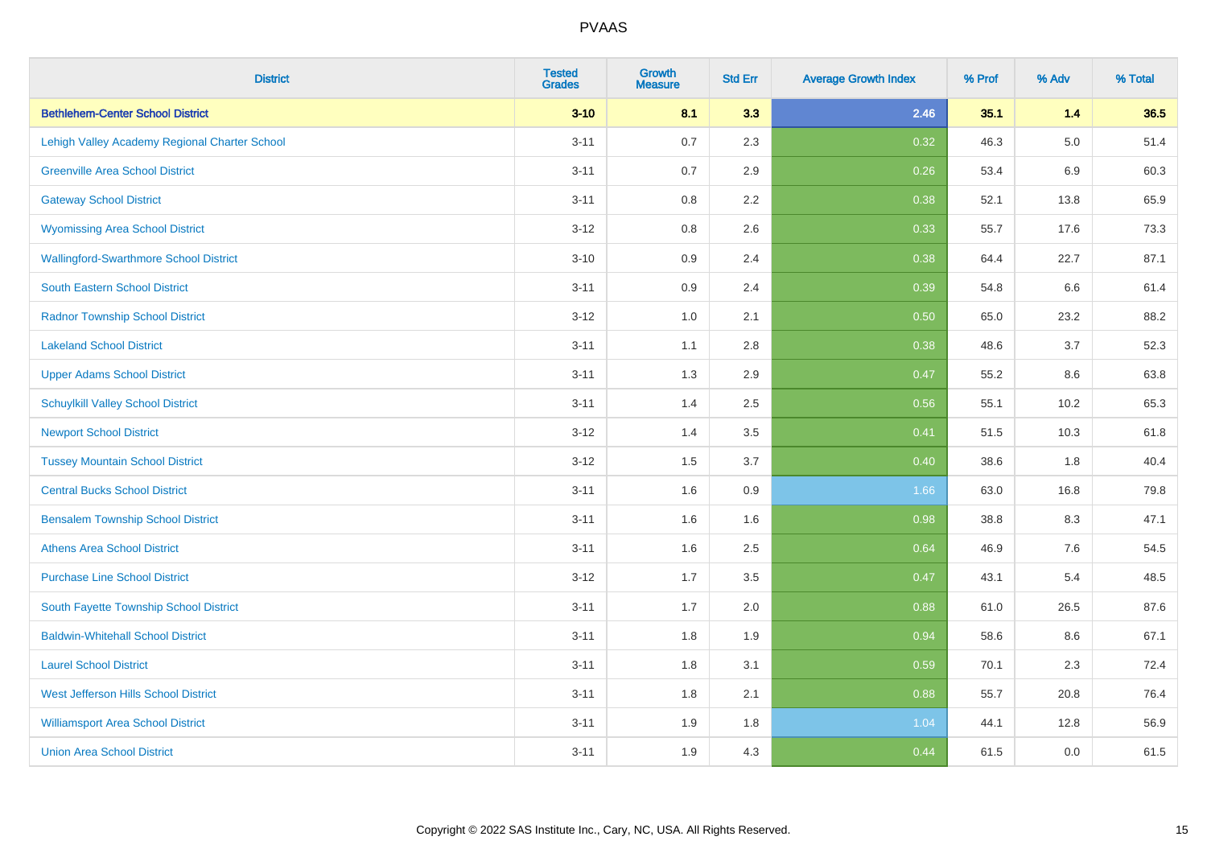PVAAS

| District | Tested Grades | Growth Measure | Std Err | Average Growth Index | % Prof | % Adv | % Total |
|---|---|---|---|---|---|---|---|
| **Bethlehem-Center School District** | **3-10** | **8.1** | **3.3** | **2.46** | **35.1** | **1.4** | **36.5** |
| Lehigh Valley Academy Regional Charter School | 3-11 | 0.7 | 2.3 | 0.32 | 46.3 | 5.0 | 51.4 |
| Greenville Area School District | 3-11 | 0.7 | 2.9 | 0.26 | 53.4 | 6.9 | 60.3 |
| Gateway School District | 3-11 | 0.8 | 2.2 | 0.38 | 52.1 | 13.8 | 65.9 |
| Wyomissing Area School District | 3-12 | 0.8 | 2.6 | 0.33 | 55.7 | 17.6 | 73.3 |
| Wallingford-Swarthmore School District | 3-10 | 0.9 | 2.4 | 0.38 | 64.4 | 22.7 | 87.1 |
| South Eastern School District | 3-11 | 0.9 | 2.4 | 0.39 | 54.8 | 6.6 | 61.4 |
| Radnor Township School District | 3-12 | 1.0 | 2.1 | 0.50 | 65.0 | 23.2 | 88.2 |
| Lakeland School District | 3-11 | 1.1 | 2.8 | 0.38 | 48.6 | 3.7 | 52.3 |
| Upper Adams School District | 3-11 | 1.3 | 2.9 | 0.47 | 55.2 | 8.6 | 63.8 |
| Schuylkill Valley School District | 3-11 | 1.4 | 2.5 | 0.56 | 55.1 | 10.2 | 65.3 |
| Newport School District | 3-12 | 1.4 | 3.5 | 0.41 | 51.5 | 10.3 | 61.8 |
| Tussey Mountain School District | 3-12 | 1.5 | 3.7 | 0.40 | 38.6 | 1.8 | 40.4 |
| Central Bucks School District | 3-11 | 1.6 | 0.9 | 1.66 | 63.0 | 16.8 | 79.8 |
| Bensalem Township School District | 3-11 | 1.6 | 1.6 | 0.98 | 38.8 | 8.3 | 47.1 |
| Athens Area School District | 3-11 | 1.6 | 2.5 | 0.64 | 46.9 | 7.6 | 54.5 |
| Purchase Line School District | 3-12 | 1.7 | 3.5 | 0.47 | 43.1 | 5.4 | 48.5 |
| South Fayette Township School District | 3-11 | 1.7 | 2.0 | 0.88 | 61.0 | 26.5 | 87.6 |
| Baldwin-Whitehall School District | 3-11 | 1.8 | 1.9 | 0.94 | 58.6 | 8.6 | 67.1 |
| Laurel School District | 3-11 | 1.8 | 3.1 | 0.59 | 70.1 | 2.3 | 72.4 |
| West Jefferson Hills School District | 3-11 | 1.8 | 2.1 | 0.88 | 55.7 | 20.8 | 76.4 |
| Williamsport Area School District | 3-11 | 1.9 | 1.8 | 1.04 | 44.1 | 12.8 | 56.9 |
| Union Area School District | 3-11 | 1.9 | 4.3 | 0.44 | 61.5 | 0.0 | 61.5 |

Copyright © 2022 SAS Institute Inc., Cary, NC, USA. All Rights Reserved.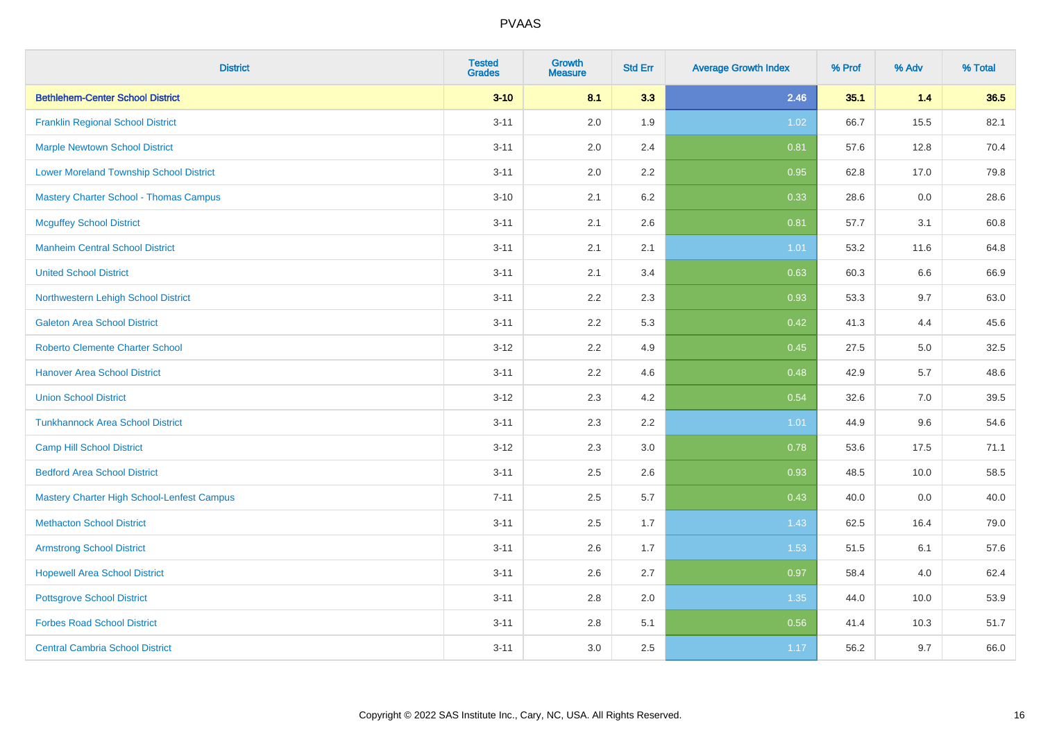| District | Tested Grades | Growth Measure | Std Err | Average Growth Index | % Prof | % Adv | % Total |
|---|---|---|---|---|---|---|---|
| **Bethlehem-Center School District** | **3-10** | **8.1** | **3.3** | **2.46** | **35.1** | **1.4** | **36.5** |
| Franklin Regional School District | 3-11 | 2.0 | 1.9 | 1.02 | 66.7 | 15.5 | 82.1 |
| Marple Newtown School District | 3-11 | 2.0 | 2.4 | 0.81 | 57.6 | 12.8 | 70.4 |
| Lower Moreland Township School District | 3-11 | 2.0 | 2.2 | 0.95 | 62.8 | 17.0 | 79.8 |
| Mastery Charter School - Thomas Campus | 3-10 | 2.1 | 6.2 | 0.33 | 28.6 | 0.0 | 28.6 |
| Mcguffey School District | 3-11 | 2.1 | 2.6 | 0.81 | 57.7 | 3.1 | 60.8 |
| Manheim Central School District | 3-11 | 2.1 | 2.1 | 1.01 | 53.2 | 11.6 | 64.8 |
| United School District | 3-11 | 2.1 | 3.4 | 0.63 | 60.3 | 6.6 | 66.9 |
| Northwestern Lehigh School District | 3-11 | 2.2 | 2.3 | 0.93 | 53.3 | 9.7 | 63.0 |
| Galeton Area School District | 3-11 | 2.2 | 5.3 | 0.42 | 41.3 | 4.4 | 45.6 |
| Roberto Clemente Charter School | 3-12 | 2.2 | 4.9 | 0.45 | 27.5 | 5.0 | 32.5 |
| Hanover Area School District | 3-11 | 2.2 | 4.6 | 0.48 | 42.9 | 5.7 | 48.6 |
| Union School District | 3-12 | 2.3 | 4.2 | 0.54 | 32.6 | 7.0 | 39.5 |
| Tunkhannock Area School District | 3-11 | 2.3 | 2.2 | 1.01 | 44.9 | 9.6 | 54.6 |
| Camp Hill School District | 3-12 | 2.3 | 3.0 | 0.78 | 53.6 | 17.5 | 71.1 |
| Bedford Area School District | 3-11 | 2.5 | 2.6 | 0.93 | 48.5 | 10.0 | 58.5 |
| Mastery Charter High School-Lenfest Campus | 7-11 | 2.5 | 5.7 | 0.43 | 40.0 | 0.0 | 40.0 |
| Methacton School District | 3-11 | 2.5 | 1.7 | 1.43 | 62.5 | 16.4 | 79.0 |
| Armstrong School District | 3-11 | 2.6 | 1.7 | 1.53 | 51.5 | 6.1 | 57.6 |
| Hopewell Area School District | 3-11 | 2.6 | 2.7 | 0.97 | 58.4 | 4.0 | 62.4 |
| Pottsgrove School District | 3-11 | 2.8 | 2.0 | 1.35 | 44.0 | 10.0 | 53.9 |
| Forbes Road School District | 3-11 | 2.8 | 5.1 | 0.56 | 41.4 | 10.3 | 51.7 |
| Central Cambria School District | 3-11 | 3.0 | 2.5 | 1.17 | 56.2 | 9.7 | 66.0 |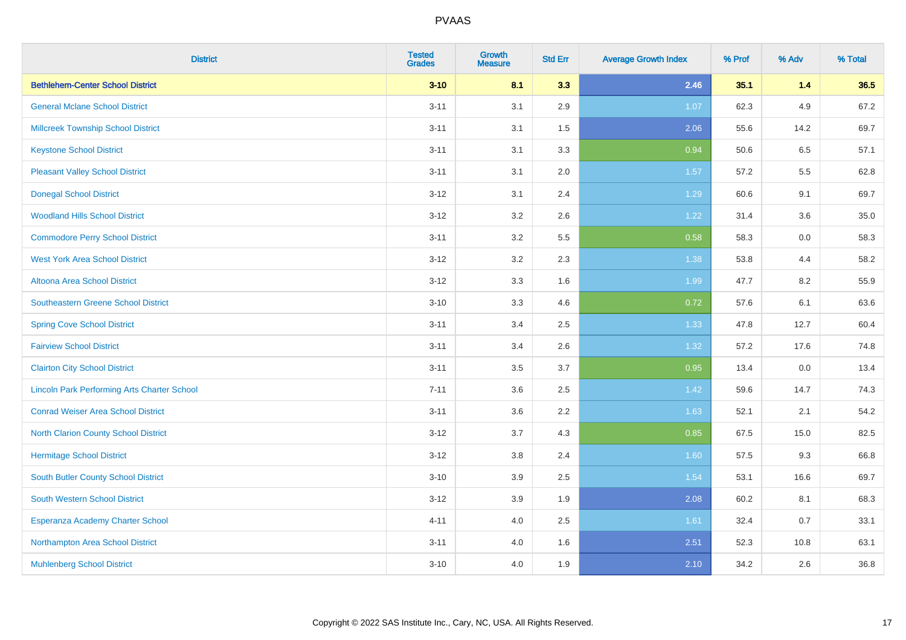# PVAAS

| District | Tested Grades | Growth Measure | Std Err | Average Growth Index | % Prof | % Adv | % Total |
|---|---|---|---|---|---|---|---|
| **Bethlehem-Center School District** | **3-10** | **8.1** | **3.3** | **2.46** | **35.1** | **1.4** | **36.5** |
| General Mclane School District | 3-11 | 3.1 | 2.9 | 1.07 | 62.3 | 4.9 | 67.2 |
| Millcreek Township School District | 3-11 | 3.1 | 1.5 | 2.06 | 55.6 | 14.2 | 69.7 |
| Keystone School District | 3-11 | 3.1 | 3.3 | 0.94 | 50.6 | 6.5 | 57.1 |
| Pleasant Valley School District | 3-11 | 3.1 | 2.0 | 1.57 | 57.2 | 5.5 | 62.8 |
| Donegal School District | 3-12 | 3.1 | 2.4 | 1.29 | 60.6 | 9.1 | 69.7 |
| Woodland Hills School District | 3-12 | 3.2 | 2.6 | 1.22 | 31.4 | 3.6 | 35.0 |
| Commodore Perry School District | 3-11 | 3.2 | 5.5 | 0.58 | 58.3 | 0.0 | 58.3 |
| West York Area School District | 3-12 | 3.2 | 2.3 | 1.38 | 53.8 | 4.4 | 58.2 |
| Altoona Area School District | 3-12 | 3.3 | 1.6 | 1.99 | 47.7 | 8.2 | 55.9 |
| Southeastern Greene School District | 3-10 | 3.3 | 4.6 | 0.72 | 57.6 | 6.1 | 63.6 |
| Spring Cove School District | 3-11 | 3.4 | 2.5 | 1.33 | 47.8 | 12.7 | 60.4 |
| Fairview School District | 3-11 | 3.4 | 2.6 | 1.32 | 57.2 | 17.6 | 74.8 |
| Clairton City School District | 3-11 | 3.5 | 3.7 | 0.95 | 13.4 | 0.0 | 13.4 |
| Lincoln Park Performing Arts Charter School | 7-11 | 3.6 | 2.5 | 1.42 | 59.6 | 14.7 | 74.3 |
| Conrad Weiser Area School District | 3-11 | 3.6 | 2.2 | 1.63 | 52.1 | 2.1 | 54.2 |
| North Clarion County School District | 3-12 | 3.7 | 4.3 | 0.85 | 67.5 | 15.0 | 82.5 |
| Hermitage School District | 3-12 | 3.8 | 2.4 | 1.60 | 57.5 | 9.3 | 66.8 |
| South Butler County School District | 3-10 | 3.9 | 2.5 | 1.54 | 53.1 | 16.6 | 69.7 |
| South Western School District | 3-12 | 3.9 | 1.9 | 2.08 | 60.2 | 8.1 | 68.3 |
| Esperanza Academy Charter School | 4-11 | 4.0 | 2.5 | 1.61 | 32.4 | 0.7 | 33.1 |
| Northampton Area School District | 3-11 | 4.0 | 1.6 | 2.51 | 52.3 | 10.8 | 63.1 |
| Muhlenberg School District | 3-10 | 4.0 | 1.9 | 2.10 | 34.2 | 2.6 | 36.8 |

Copyright © 2022 SAS Institute Inc., Cary, NC, USA. All Rights Reserved.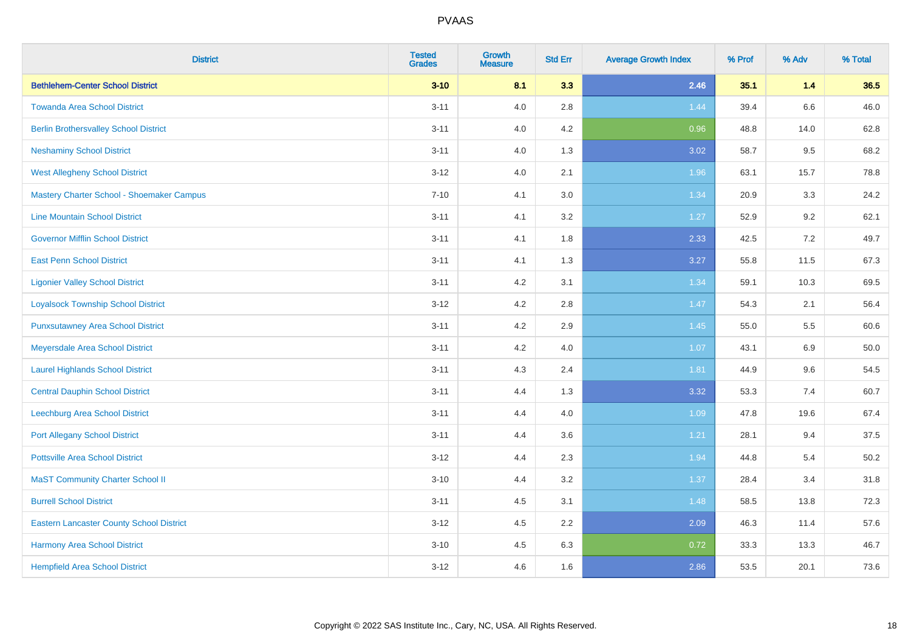# PVAAS

| District | Tested Grades | Growth Measure | Std Err | Average Growth Index | % Prof | % Adv | % Total |
|---|---|---|---|---|---|---|---|
| **Bethlehem-Center School District** | **3-10** | **8.1** | **3.3** | **2.46** | **35.1** | **1.4** | **36.5** |
| Towanda Area School District | 3-11 | 4.0 | 2.8 | 1.44 | 39.4 | 6.6 | 46.0 |
| Berlin Brothersvalley School District | 3-11 | 4.0 | 4.2 | 0.96 | 48.8 | 14.0 | 62.8 |
| Neshaminy School District | 3-11 | 4.0 | 1.3 | 3.02 | 58.7 | 9.5 | 68.2 |
| West Allegheny School District | 3-12 | 4.0 | 2.1 | 1.96 | 63.1 | 15.7 | 78.8 |
| Mastery Charter School - Shoemaker Campus | 7-10 | 4.1 | 3.0 | 1.34 | 20.9 | 3.3 | 24.2 |
| Line Mountain School District | 3-11 | 4.1 | 3.2 | 1.27 | 52.9 | 9.2 | 62.1 |
| Governor Mifflin School District | 3-11 | 4.1 | 1.8 | 2.33 | 42.5 | 7.2 | 49.7 |
| East Penn School District | 3-11 | 4.1 | 1.3 | 3.27 | 55.8 | 11.5 | 67.3 |
| Ligonier Valley School District | 3-11 | 4.2 | 3.1 | 1.34 | 59.1 | 10.3 | 69.5 |
| Loyalsock Township School District | 3-12 | 4.2 | 2.8 | 1.47 | 54.3 | 2.1 | 56.4 |
| Punxsutawney Area School District | 3-11 | 4.2 | 2.9 | 1.45 | 55.0 | 5.5 | 60.6 |
| Meyersdale Area School District | 3-11 | 4.2 | 4.0 | 1.07 | 43.1 | 6.9 | 50.0 |
| Laurel Highlands School District | 3-11 | 4.3 | 2.4 | 1.81 | 44.9 | 9.6 | 54.5 |
| Central Dauphin School District | 3-11 | 4.4 | 1.3 | 3.32 | 53.3 | 7.4 | 60.7 |
| Leechburg Area School District | 3-11 | 4.4 | 4.0 | 1.09 | 47.8 | 19.6 | 67.4 |
| Port Allegany School District | 3-11 | 4.4 | 3.6 | 1.21 | 28.1 | 9.4 | 37.5 |
| Pottsville Area School District | 3-12 | 4.4 | 2.3 | 1.94 | 44.8 | 5.4 | 50.2 |
| MaST Community Charter School II | 3-10 | 4.4 | 3.2 | 1.37 | 28.4 | 3.4 | 31.8 |
| Burrell School District | 3-11 | 4.5 | 3.1 | 1.48 | 58.5 | 13.8 | 72.3 |
| Eastern Lancaster County School District | 3-12 | 4.5 | 2.2 | 2.09 | 46.3 | 11.4 | 57.6 |
| Harmony Area School District | 3-10 | 4.5 | 6.3 | 0.72 | 33.3 | 13.3 | 46.7 |
| Hempfield Area School District | 3-12 | 4.6 | 1.6 | 2.86 | 53.5 | 20.1 | 73.6 |

Copyright © 2022 SAS Institute Inc., Cary, NC, USA. All Rights Reserved.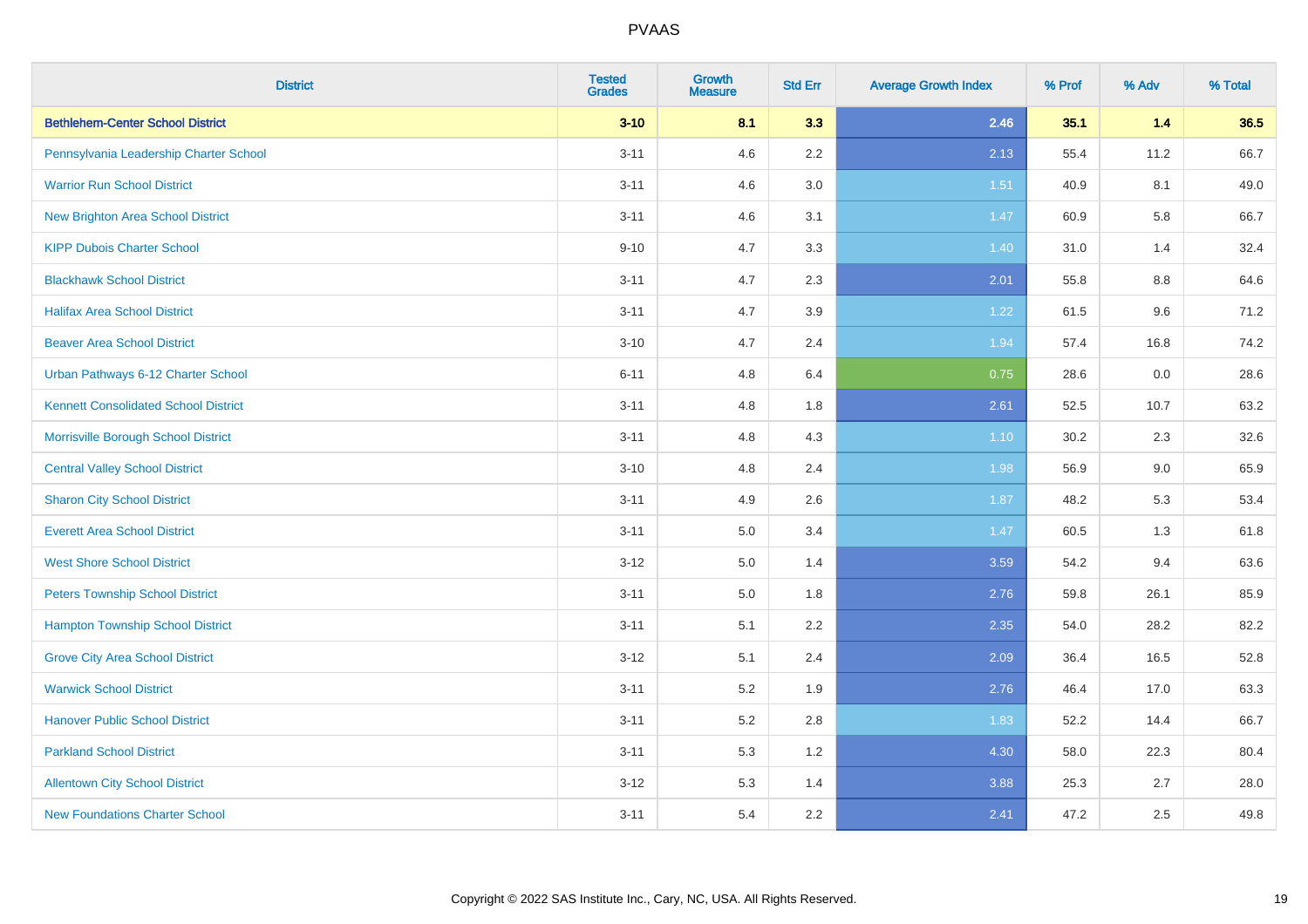| District | Tested Grades | Growth Measure | Std Err | Average Growth Index | % Prof | % Adv | % Total |
|---|---|---|---|---|---|---|---|
| **Bethlehem-Center School District** | **3-10** | **8.1** | **3.3** | **2.46** | **35.1** | **1.4** | **36.5** |
| Pennsylvania Leadership Charter School | 3-11 | 4.6 | 2.2 | 2.13 | 55.4 | 11.2 | 66.7 |
| Warrior Run School District | 3-11 | 4.6 | 3.0 | 1.51 | 40.9 | 8.1 | 49.0 |
| New Brighton Area School District | 3-11 | 4.6 | 3.1 | 1.47 | 60.9 | 5.8 | 66.7 |
| KIPP Dubois Charter School | 9-10 | 4.7 | 3.3 | 1.40 | 31.0 | 1.4 | 32.4 |
| Blackhawk School District | 3-11 | 4.7 | 2.3 | 2.01 | 55.8 | 8.8 | 64.6 |
| Halifax Area School District | 3-11 | 4.7 | 3.9 | 1.22 | 61.5 | 9.6 | 71.2 |
| Beaver Area School District | 3-10 | 4.7 | 2.4 | 1.94 | 57.4 | 16.8 | 74.2 |
| Urban Pathways 6-12 Charter School | 6-11 | 4.8 | 6.4 | 0.75 | 28.6 | 0.0 | 28.6 |
| Kennett Consolidated School District | 3-11 | 4.8 | 1.8 | 2.61 | 52.5 | 10.7 | 63.2 |
| Morrisville Borough School District | 3-11 | 4.8 | 4.3 | 1.10 | 30.2 | 2.3 | 32.6 |
| Central Valley School District | 3-10 | 4.8 | 2.4 | 1.98 | 56.9 | 9.0 | 65.9 |
| Sharon City School District | 3-11 | 4.9 | 2.6 | 1.87 | 48.2 | 5.3 | 53.4 |
| Everett Area School District | 3-11 | 5.0 | 3.4 | 1.47 | 60.5 | 1.3 | 61.8 |
| West Shore School District | 3-12 | 5.0 | 1.4 | 3.59 | 54.2 | 9.4 | 63.6 |
| Peters Township School District | 3-11 | 5.0 | 1.8 | 2.76 | 59.8 | 26.1 | 85.9 |
| Hampton Township School District | 3-11 | 5.1 | 2.2 | 2.35 | 54.0 | 28.2 | 82.2 |
| Grove City Area School District | 3-12 | 5.1 | 2.4 | 2.09 | 36.4 | 16.5 | 52.8 |
| Warwick School District | 3-11 | 5.2 | 1.9 | 2.76 | 46.4 | 17.0 | 63.3 |
| Hanover Public School District | 3-11 | 5.2 | 2.8 | 1.83 | 52.2 | 14.4 | 66.7 |
| Parkland School District | 3-11 | 5.3 | 1.2 | 4.30 | 58.0 | 22.3 | 80.4 |
| Allentown City School District | 3-12 | 5.3 | 1.4 | 3.88 | 25.3 | 2.7 | 28.0 |
| New Foundations Charter School | 3-11 | 5.4 | 2.2 | 2.41 | 47.2 | 2.5 | 49.8 |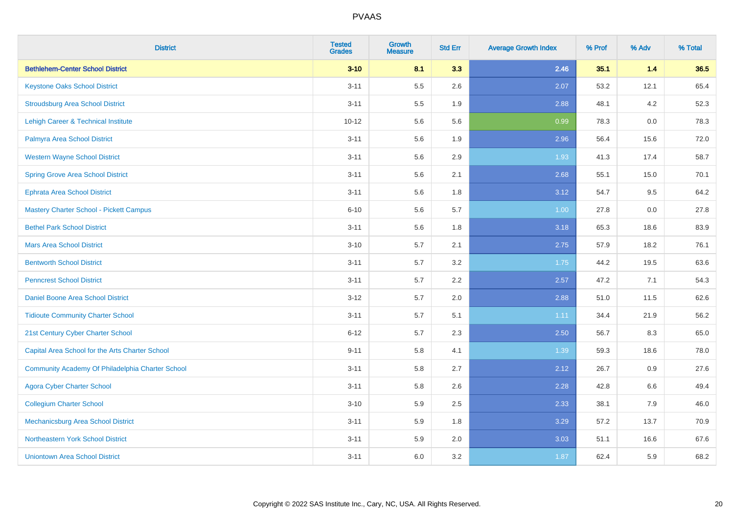| District | Tested Grades | Growth Measure | Std Err | Average Growth Index | % Prof | % Adv | % Total |
|---|---|---|---|---|---|---|---|
| **Bethlehem-Center School District** | **3-10** | **8.1** | **3.3** | **2.46** | **35.1** | **1.4** | **36.5** |
| Keystone Oaks School District | 3-11 | 5.5 | 2.6 | 2.07 | 53.2 | 12.1 | 65.4 |
| Stroudsburg Area School District | 3-11 | 5.5 | 1.9 | 2.88 | 48.1 | 4.2 | 52.3 |
| Lehigh Career & Technical Institute | 10-12 | 5.6 | 5.6 | 0.99 | 78.3 | 0.0 | 78.3 |
| Palmyra Area School District | 3-11 | 5.6 | 1.9 | 2.96 | 56.4 | 15.6 | 72.0 |
| Western Wayne School District | 3-11 | 5.6 | 2.9 | 1.93 | 41.3 | 17.4 | 58.7 |
| Spring Grove Area School District | 3-11 | 5.6 | 2.1 | 2.68 | 55.1 | 15.0 | 70.1 |
| Ephrata Area School District | 3-11 | 5.6 | 1.8 | 3.12 | 54.7 | 9.5 | 64.2 |
| Mastery Charter School - Pickett Campus | 6-10 | 5.6 | 5.7 | 1.00 | 27.8 | 0.0 | 27.8 |
| Bethel Park School District | 3-11 | 5.6 | 1.8 | 3.18 | 65.3 | 18.6 | 83.9 |
| Mars Area School District | 3-10 | 5.7 | 2.1 | 2.75 | 57.9 | 18.2 | 76.1 |
| Bentworth School District | 3-11 | 5.7 | 3.2 | 1.75 | 44.2 | 19.5 | 63.6 |
| Penncrest School District | 3-11 | 5.7 | 2.2 | 2.57 | 47.2 | 7.1 | 54.3 |
| Daniel Boone Area School District | 3-12 | 5.7 | 2.0 | 2.88 | 51.0 | 11.5 | 62.6 |
| Tidioute Community Charter School | 3-11 | 5.7 | 5.1 | 1.11 | 34.4 | 21.9 | 56.2 |
| 21st Century Cyber Charter School | 6-12 | 5.7 | 2.3 | 2.50 | 56.7 | 8.3 | 65.0 |
| Capital Area School for the Arts Charter School | 9-11 | 5.8 | 4.1 | 1.39 | 59.3 | 18.6 | 78.0 |
| Community Academy Of Philadelphia Charter School | 3-11 | 5.8 | 2.7 | 2.12 | 26.7 | 0.9 | 27.6 |
| Agora Cyber Charter School | 3-11 | 5.8 | 2.6 | 2.28 | 42.8 | 6.6 | 49.4 |
| Collegium Charter School | 3-10 | 5.9 | 2.5 | 2.33 | 38.1 | 7.9 | 46.0 |
| Mechanicsburg Area School District | 3-11 | 5.9 | 1.8 | 3.29 | 57.2 | 13.7 | 70.9 |
| Northeastern York School District | 3-11 | 5.9 | 2.0 | 3.03 | 51.1 | 16.6 | 67.6 |
| Uniontown Area School District | 3-11 | 6.0 | 3.2 | 1.87 | 62.4 | 5.9 | 68.2 |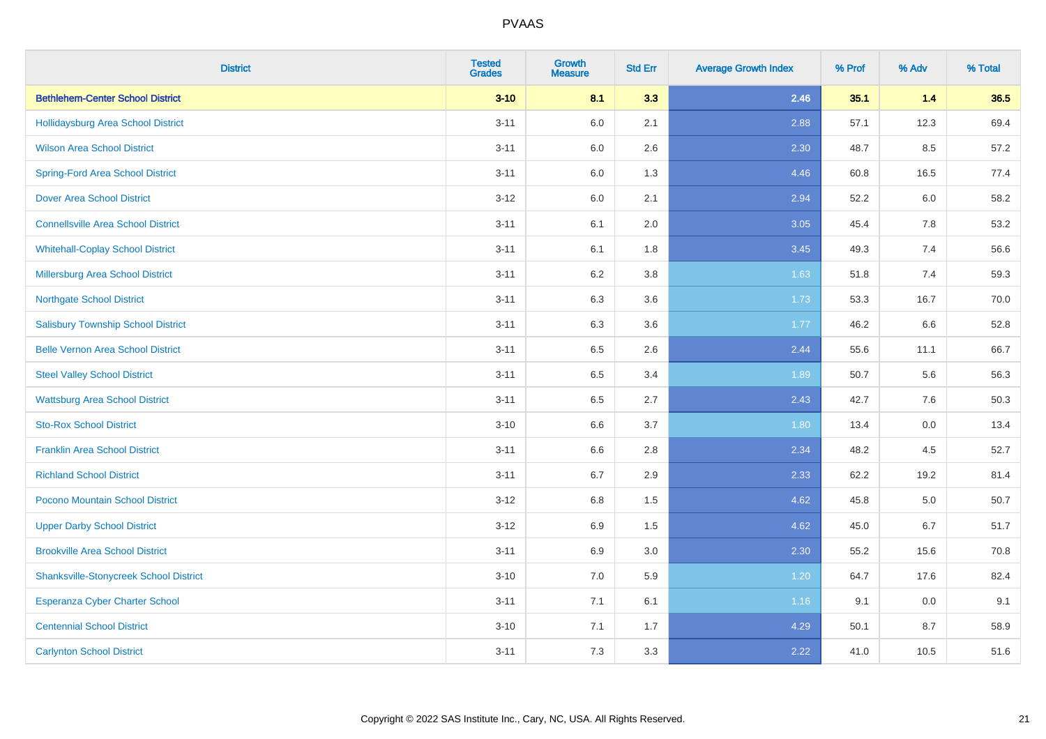| District | Tested Grades | Growth Measure | Std Err | Average Growth Index | % Prof | % Adv | % Total |
|---|---|---|---|---|---|---|---|
| **Bethlehem-Center School District** | **3-10** | **8.1** | **3.3** | **2.46** | **35.1** | **1.4** | **36.5** |
| Hollidaysburg Area School District | 3-11 | 6.0 | 2.1 | 2.88 | 57.1 | 12.3 | 69.4 |
| Wilson Area School District | 3-11 | 6.0 | 2.6 | 2.30 | 48.7 | 8.5 | 57.2 |
| Spring-Ford Area School District | 3-11 | 6.0 | 1.3 | 4.46 | 60.8 | 16.5 | 77.4 |
| Dover Area School District | 3-12 | 6.0 | 2.1 | 2.94 | 52.2 | 6.0 | 58.2 |
| Connellsville Area School District | 3-11 | 6.1 | 2.0 | 3.05 | 45.4 | 7.8 | 53.2 |
| Whitehall-Coplay School District | 3-11 | 6.1 | 1.8 | 3.45 | 49.3 | 7.4 | 56.6 |
| Millersburg Area School District | 3-11 | 6.2 | 3.8 | 1.63 | 51.8 | 7.4 | 59.3 |
| Northgate School District | 3-11 | 6.3 | 3.6 | 1.73 | 53.3 | 16.7 | 70.0 |
| Salisbury Township School District | 3-11 | 6.3 | 3.6 | 1.77 | 46.2 | 6.6 | 52.8 |
| Belle Vernon Area School District | 3-11 | 6.5 | 2.6 | 2.44 | 55.6 | 11.1 | 66.7 |
| Steel Valley School District | 3-11 | 6.5 | 3.4 | 1.89 | 50.7 | 5.6 | 56.3 |
| Wattsburg Area School District | 3-11 | 6.5 | 2.7 | 2.43 | 42.7 | 7.6 | 50.3 |
| Sto-Rox School District | 3-10 | 6.6 | 3.7 | 1.80 | 13.4 | 0.0 | 13.4 |
| Franklin Area School District | 3-11 | 6.6 | 2.8 | 2.34 | 48.2 | 4.5 | 52.7 |
| Richland School District | 3-11 | 6.7 | 2.9 | 2.33 | 62.2 | 19.2 | 81.4 |
| Pocono Mountain School District | 3-12 | 6.8 | 1.5 | 4.62 | 45.8 | 5.0 | 50.7 |
| Upper Darby School District | 3-12 | 6.9 | 1.5 | 4.62 | 45.0 | 6.7 | 51.7 |
| Brookville Area School District | 3-11 | 6.9 | 3.0 | 2.30 | 55.2 | 15.6 | 70.8 |
| Shanksville-Stonycreek School District | 3-10 | 7.0 | 5.9 | 1.20 | 64.7 | 17.6 | 82.4 |
| Esperanza Cyber Charter School | 3-11 | 7.1 | 6.1 | 1.16 | 9.1 | 0.0 | 9.1 |
| Centennial School District | 3-10 | 7.1 | 1.7 | 4.29 | 50.1 | 8.7 | 58.9 |
| Carlynton School District | 3-11 | 7.3 | 3.3 | 2.22 | 41.0 | 10.5 | 51.6 |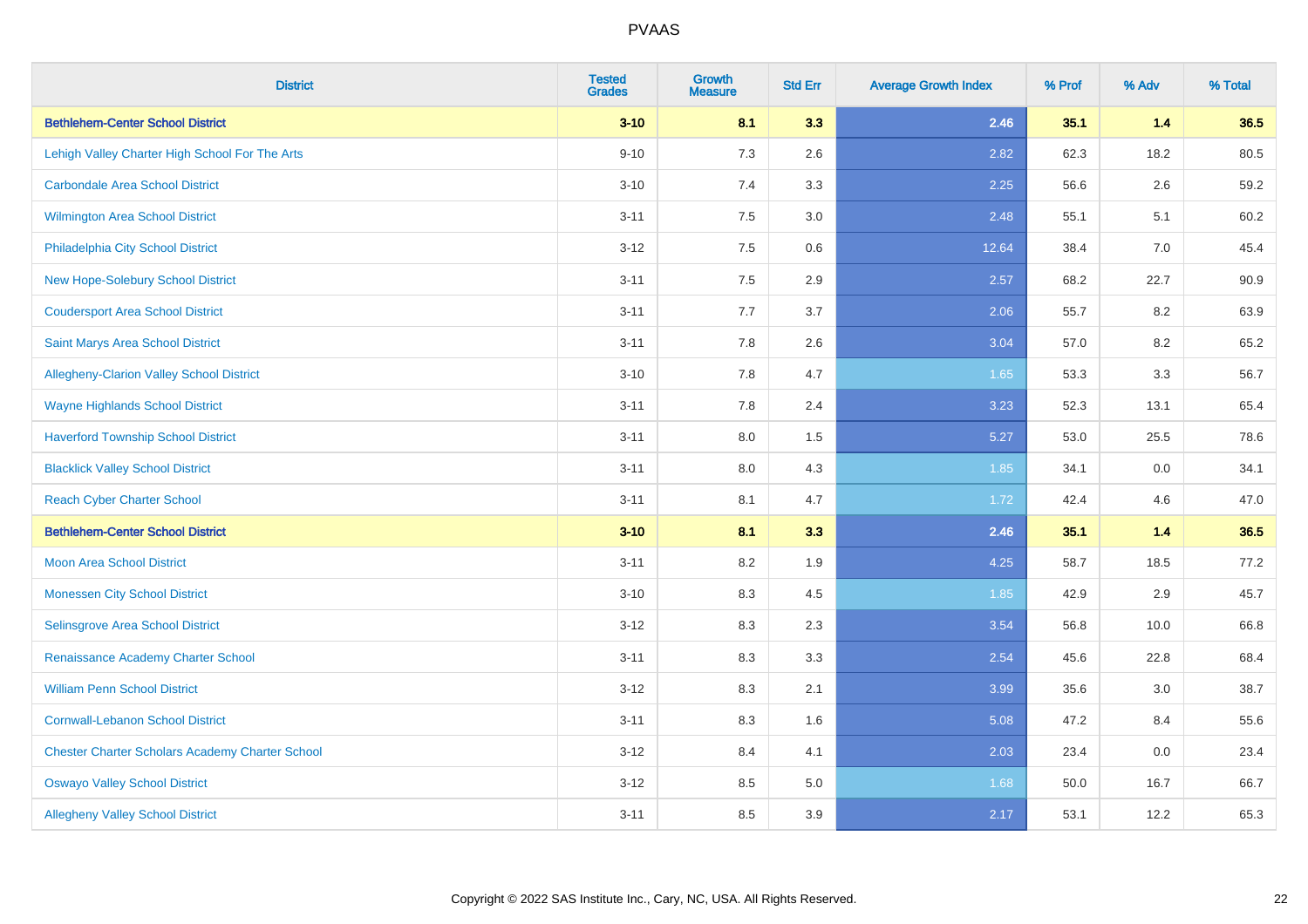## PVAAS

| District | Tested Grades | Growth Measure | Std Err | Average Growth Index | % Prof | % Adv | % Total |
|---|---|---|---|---|---|---|---|
| **Bethlehem-Center School District** | **3-10** | **8.1** | **3.3** | **2.46** | **35.1** | **1.4** | **36.5** |
| Lehigh Valley Charter High School For The Arts | 9-10 | 7.3 | 2.6 | 2.82 | 62.3 | 18.2 | 80.5 |
| Carbondale Area School District | 3-10 | 7.4 | 3.3 | 2.25 | 56.6 | 2.6 | 59.2 |
| Wilmington Area School District | 3-11 | 7.5 | 3.0 | 2.48 | 55.1 | 5.1 | 60.2 |
| Philadelphia City School District | 3-12 | 7.5 | 0.6 | 12.64 | 38.4 | 7.0 | 45.4 |
| New Hope-Solebury School District | 3-11 | 7.5 | 2.9 | 2.57 | 68.2 | 22.7 | 90.9 |
| Coudersport Area School District | 3-11 | 7.7 | 3.7 | 2.06 | 55.7 | 8.2 | 63.9 |
| Saint Marys Area School District | 3-11 | 7.8 | 2.6 | 3.04 | 57.0 | 8.2 | 65.2 |
| Allegheny-Clarion Valley School District | 3-10 | 7.8 | 4.7 | 1.65 | 53.3 | 3.3 | 56.7 |
| Wayne Highlands School District | 3-11 | 7.8 | 2.4 | 3.23 | 52.3 | 13.1 | 65.4 |
| Haverford Township School District | 3-11 | 8.0 | 1.5 | 5.27 | 53.0 | 25.5 | 78.6 |
| Blacklick Valley School District | 3-11 | 8.0 | 4.3 | 1.85 | 34.1 | 0.0 | 34.1 |
| Reach Cyber Charter School | 3-11 | 8.1 | 4.7 | 1.72 | 42.4 | 4.6 | 47.0 |
| **Bethlehem-Center School District** | **3-10** | **8.1** | **3.3** | **2.46** | **35.1** | **1.4** | **36.5** |
| Moon Area School District | 3-11 | 8.2 | 1.9 | 4.25 | 58.7 | 18.5 | 77.2 |
| Monessen City School District | 3-10 | 8.3 | 4.5 | 1.85 | 42.9 | 2.9 | 45.7 |
| Selinsgrove Area School District | 3-12 | 8.3 | 2.3 | 3.54 | 56.8 | 10.0 | 66.8 |
| Renaissance Academy Charter School | 3-11 | 8.3 | 3.3 | 2.54 | 45.6 | 22.8 | 68.4 |
| William Penn School District | 3-12 | 8.3 | 2.1 | 3.99 | 35.6 | 3.0 | 38.7 |
| Cornwall-Lebanon School District | 3-11 | 8.3 | 1.6 | 5.08 | 47.2 | 8.4 | 55.6 |
| Chester Charter Scholars Academy Charter School | 3-12 | 8.4 | 4.1 | 2.03 | 23.4 | 0.0 | 23.4 |
| Oswayo Valley School District | 3-12 | 8.5 | 5.0 | 1.68 | 50.0 | 16.7 | 66.7 |
| Allegheny Valley School District | 3-11 | 8.5 | 3.9 | 2.17 | 53.1 | 12.2 | 65.3 |

Copyright © 2022 SAS Institute Inc., Cary, NC, USA. All Rights Reserved.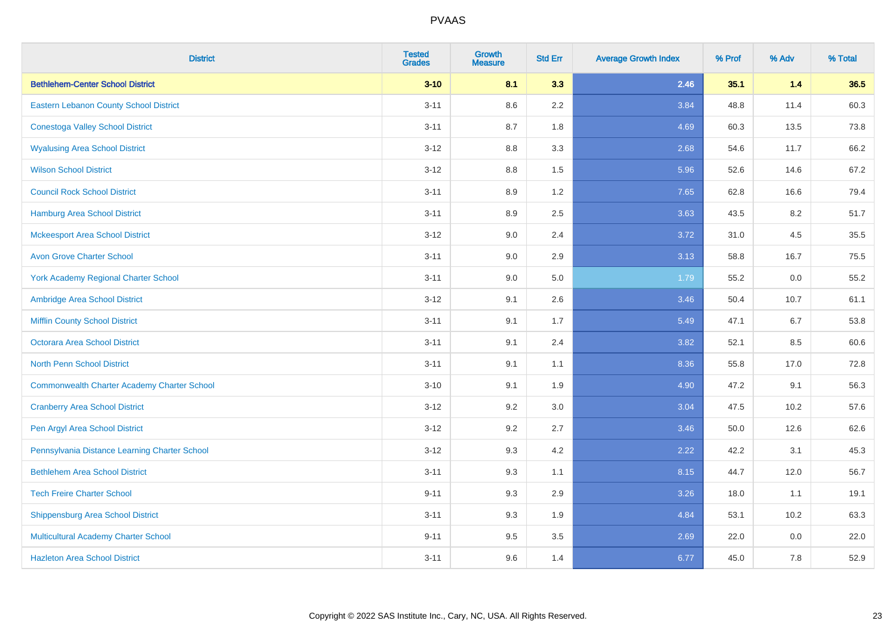# PVAAS

| District | Tested Grades | Growth Measure | Std Err | Average Growth Index | % Prof | % Adv | % Total |
|---|---|---|---|---|---|---|---|
| **Bethlehem-Center School District** | **3-10** | **8.1** | **3.3** | **2.46** | **35.1** | **1.4** | **36.5** |
| Eastern Lebanon County School District | 3-11 | 8.6 | 2.2 | 3.84 | 48.8 | 11.4 | 60.3 |
| Conestoga Valley School District | 3-11 | 8.7 | 1.8 | 4.69 | 60.3 | 13.5 | 73.8 |
| Wyalusing Area School District | 3-12 | 8.8 | 3.3 | 2.68 | 54.6 | 11.7 | 66.2 |
| Wilson School District | 3-12 | 8.8 | 1.5 | 5.96 | 52.6 | 14.6 | 67.2 |
| Council Rock School District | 3-11 | 8.9 | 1.2 | 7.65 | 62.8 | 16.6 | 79.4 |
| Hamburg Area School District | 3-11 | 8.9 | 2.5 | 3.63 | 43.5 | 8.2 | 51.7 |
| Mckeesport Area School District | 3-12 | 9.0 | 2.4 | 3.72 | 31.0 | 4.5 | 35.5 |
| Avon Grove Charter School | 3-11 | 9.0 | 2.9 | 3.13 | 58.8 | 16.7 | 75.5 |
| York Academy Regional Charter School | 3-11 | 9.0 | 5.0 | 1.79 | 55.2 | 0.0 | 55.2 |
| Ambridge Area School District | 3-12 | 9.1 | 2.6 | 3.46 | 50.4 | 10.7 | 61.1 |
| Mifflin County School District | 3-11 | 9.1 | 1.7 | 5.49 | 47.1 | 6.7 | 53.8 |
| Octorara Area School District | 3-11 | 9.1 | 2.4 | 3.82 | 52.1 | 8.5 | 60.6 |
| North Penn School District | 3-11 | 9.1 | 1.1 | 8.36 | 55.8 | 17.0 | 72.8 |
| Commonwealth Charter Academy Charter School | 3-10 | 9.1 | 1.9 | 4.90 | 47.2 | 9.1 | 56.3 |
| Cranberry Area School District | 3-12 | 9.2 | 3.0 | 3.04 | 47.5 | 10.2 | 57.6 |
| Pen Argyl Area School District | 3-12 | 9.2 | 2.7 | 3.46 | 50.0 | 12.6 | 62.6 |
| Pennsylvania Distance Learning Charter School | 3-12 | 9.3 | 4.2 | 2.22 | 42.2 | 3.1 | 45.3 |
| Bethlehem Area School District | 3-11 | 9.3 | 1.1 | 8.15 | 44.7 | 12.0 | 56.7 |
| Tech Freire Charter School | 9-11 | 9.3 | 2.9 | 3.26 | 18.0 | 1.1 | 19.1 |
| Shippensburg Area School District | 3-11 | 9.3 | 1.9 | 4.84 | 53.1 | 10.2 | 63.3 |
| Multicultural Academy Charter School | 9-11 | 9.5 | 3.5 | 2.69 | 22.0 | 0.0 | 22.0 |
| Hazleton Area School District | 3-11 | 9.6 | 1.4 | 6.77 | 45.0 | 7.8 | 52.9 |

Copyright © 2022 SAS Institute Inc., Cary, NC, USA. All Rights Reserved.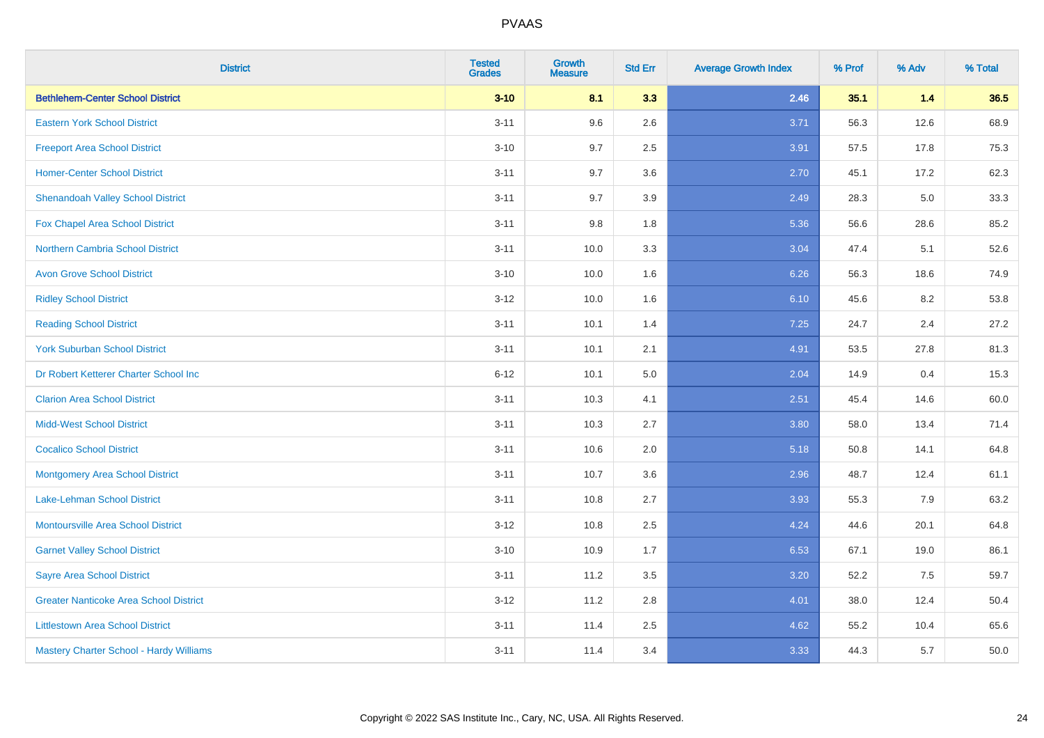# PVAAS

| District | Tested Grades | Growth Measure | Std Err | Average Growth Index | % Prof | % Adv | % Total |
|---|---|---|---|---|---|---|---|
| **Bethlehem-Center School District** | **3-10** | **8.1** | **3.3** | **2.46** | **35.1** | **1.4** | **36.5** |
| Eastern York School District | 3-11 | 9.6 | 2.6 | 3.71 | 56.3 | 12.6 | 68.9 |
| Freeport Area School District | 3-10 | 9.7 | 2.5 | 3.91 | 57.5 | 17.8 | 75.3 |
| Homer-Center School District | 3-11 | 9.7 | 3.6 | 2.70 | 45.1 | 17.2 | 62.3 |
| Shenandoah Valley School District | 3-11 | 9.7 | 3.9 | 2.49 | 28.3 | 5.0 | 33.3 |
| Fox Chapel Area School District | 3-11 | 9.8 | 1.8 | 5.36 | 56.6 | 28.6 | 85.2 |
| Northern Cambria School District | 3-11 | 10.0 | 3.3 | 3.04 | 47.4 | 5.1 | 52.6 |
| Avon Grove School District | 3-10 | 10.0 | 1.6 | 6.26 | 56.3 | 18.6 | 74.9 |
| Ridley School District | 3-12 | 10.0 | 1.6 | 6.10 | 45.6 | 8.2 | 53.8 |
| Reading School District | 3-11 | 10.1 | 1.4 | 7.25 | 24.7 | 2.4 | 27.2 |
| York Suburban School District | 3-11 | 10.1 | 2.1 | 4.91 | 53.5 | 27.8 | 81.3 |
| Dr Robert Ketterer Charter School Inc | 6-12 | 10.1 | 5.0 | 2.04 | 14.9 | 0.4 | 15.3 |
| Clarion Area School District | 3-11 | 10.3 | 4.1 | 2.51 | 45.4 | 14.6 | 60.0 |
| Midd-West School District | 3-11 | 10.3 | 2.7 | 3.80 | 58.0 | 13.4 | 71.4 |
| Cocalico School District | 3-11 | 10.6 | 2.0 | 5.18 | 50.8 | 14.1 | 64.8 |
| Montgomery Area School District | 3-11 | 10.7 | 3.6 | 2.96 | 48.7 | 12.4 | 61.1 |
| Lake-Lehman School District | 3-11 | 10.8 | 2.7 | 3.93 | 55.3 | 7.9 | 63.2 |
| Montoursville Area School District | 3-12 | 10.8 | 2.5 | 4.24 | 44.6 | 20.1 | 64.8 |
| Garnet Valley School District | 3-10 | 10.9 | 1.7 | 6.53 | 67.1 | 19.0 | 86.1 |
| Sayre Area School District | 3-11 | 11.2 | 3.5 | 3.20 | 52.2 | 7.5 | 59.7 |
| Greater Nanticoke Area School District | 3-12 | 11.2 | 2.8 | 4.01 | 38.0 | 12.4 | 50.4 |
| Littlestown Area School District | 3-11 | 11.4 | 2.5 | 4.62 | 55.2 | 10.4 | 65.6 |
| Mastery Charter School - Hardy Williams | 3-11 | 11.4 | 3.4 | 3.33 | 44.3 | 5.7 | 50.0 |

Copyright © 2022 SAS Institute Inc., Cary, NC, USA. All Rights Reserved.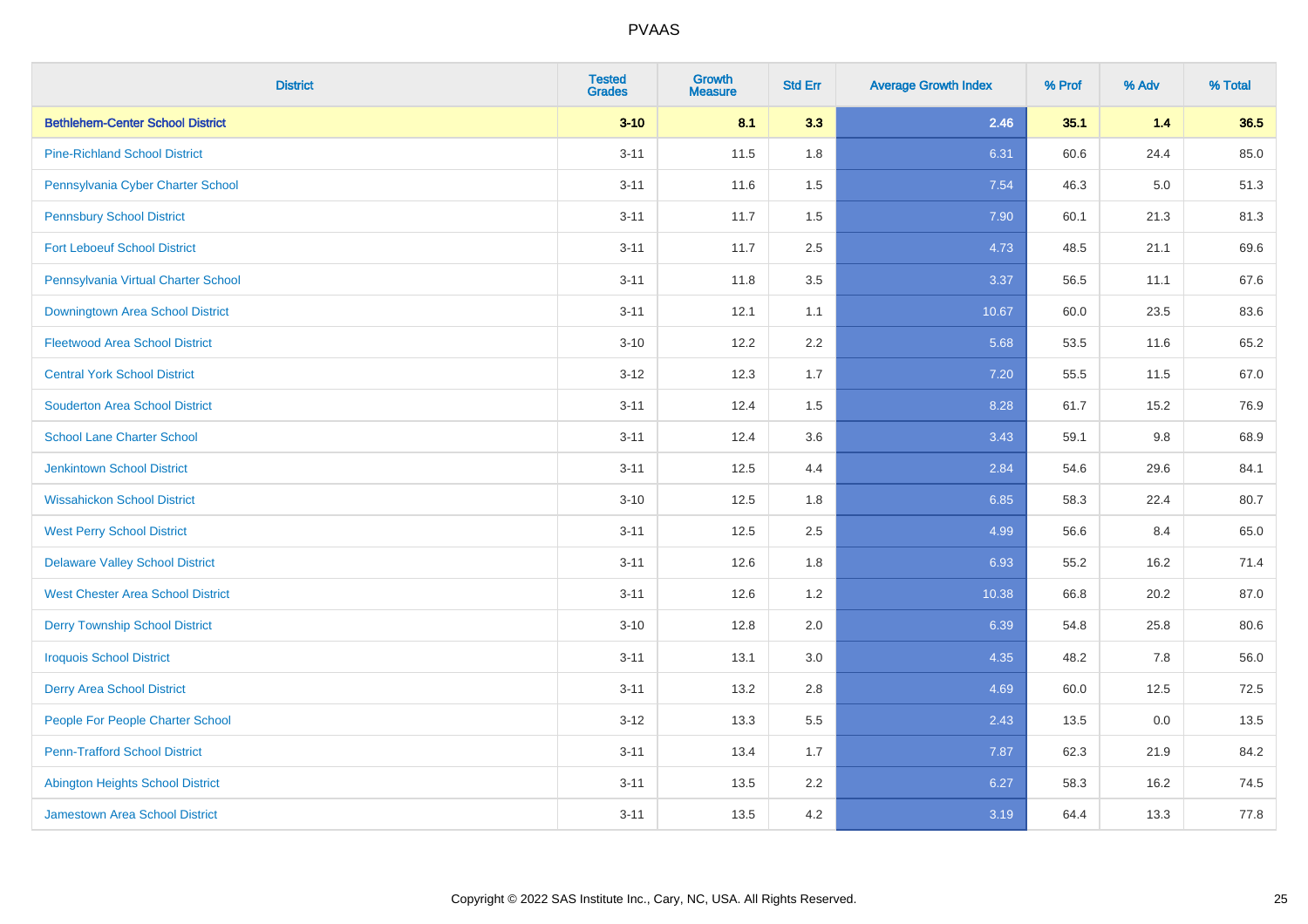| District | Tested Grades | Growth Measure | Std Err | Average Growth Index | % Prof | % Adv | % Total |
|---|---|---|---|---|---|---|---|
| **Bethlehem-Center School District** | **3-10** | **8.1** | **3.3** | **2.46** | **35.1** | **1.4** | **36.5** |
| Pine-Richland School District | 3-11 | 11.5 | 1.8 | 6.31 | 60.6 | 24.4 | 85.0 |
| Pennsylvania Cyber Charter School | 3-11 | 11.6 | 1.5 | 7.54 | 46.3 | 5.0 | 51.3 |
| Pennsbury School District | 3-11 | 11.7 | 1.5 | 7.90 | 60.1 | 21.3 | 81.3 |
| Fort Leboeuf School District | 3-11 | 11.7 | 2.5 | 4.73 | 48.5 | 21.1 | 69.6 |
| Pennsylvania Virtual Charter School | 3-11 | 11.8 | 3.5 | 3.37 | 56.5 | 11.1 | 67.6 |
| Downingtown Area School District | 3-11 | 12.1 | 1.1 | 10.67 | 60.0 | 23.5 | 83.6 |
| Fleetwood Area School District | 3-10 | 12.2 | 2.2 | 5.68 | 53.5 | 11.6 | 65.2 |
| Central York School District | 3-12 | 12.3 | 1.7 | 7.20 | 55.5 | 11.5 | 67.0 |
| Souderton Area School District | 3-11 | 12.4 | 1.5 | 8.28 | 61.7 | 15.2 | 76.9 |
| School Lane Charter School | 3-11 | 12.4 | 3.6 | 3.43 | 59.1 | 9.8 | 68.9 |
| Jenkintown School District | 3-11 | 12.5 | 4.4 | 2.84 | 54.6 | 29.6 | 84.1 |
| Wissahickon School District | 3-10 | 12.5 | 1.8 | 6.85 | 58.3 | 22.4 | 80.7 |
| West Perry School District | 3-11 | 12.5 | 2.5 | 4.99 | 56.6 | 8.4 | 65.0 |
| Delaware Valley School District | 3-11 | 12.6 | 1.8 | 6.93 | 55.2 | 16.2 | 71.4 |
| West Chester Area School District | 3-11 | 12.6 | 1.2 | 10.38 | 66.8 | 20.2 | 87.0 |
| Derry Township School District | 3-10 | 12.8 | 2.0 | 6.39 | 54.8 | 25.8 | 80.6 |
| Iroquois School District | 3-11 | 13.1 | 3.0 | 4.35 | 48.2 | 7.8 | 56.0 |
| Derry Area School District | 3-11 | 13.2 | 2.8 | 4.69 | 60.0 | 12.5 | 72.5 |
| People For People Charter School | 3-12 | 13.3 | 5.5 | 2.43 | 13.5 | 0.0 | 13.5 |
| Penn-Trafford School District | 3-11 | 13.4 | 1.7 | 7.87 | 62.3 | 21.9 | 84.2 |
| Abington Heights School District | 3-11 | 13.5 | 2.2 | 6.27 | 58.3 | 16.2 | 74.5 |
| Jamestown Area School District | 3-11 | 13.5 | 4.2 | 3.19 | 64.4 | 13.3 | 77.8 |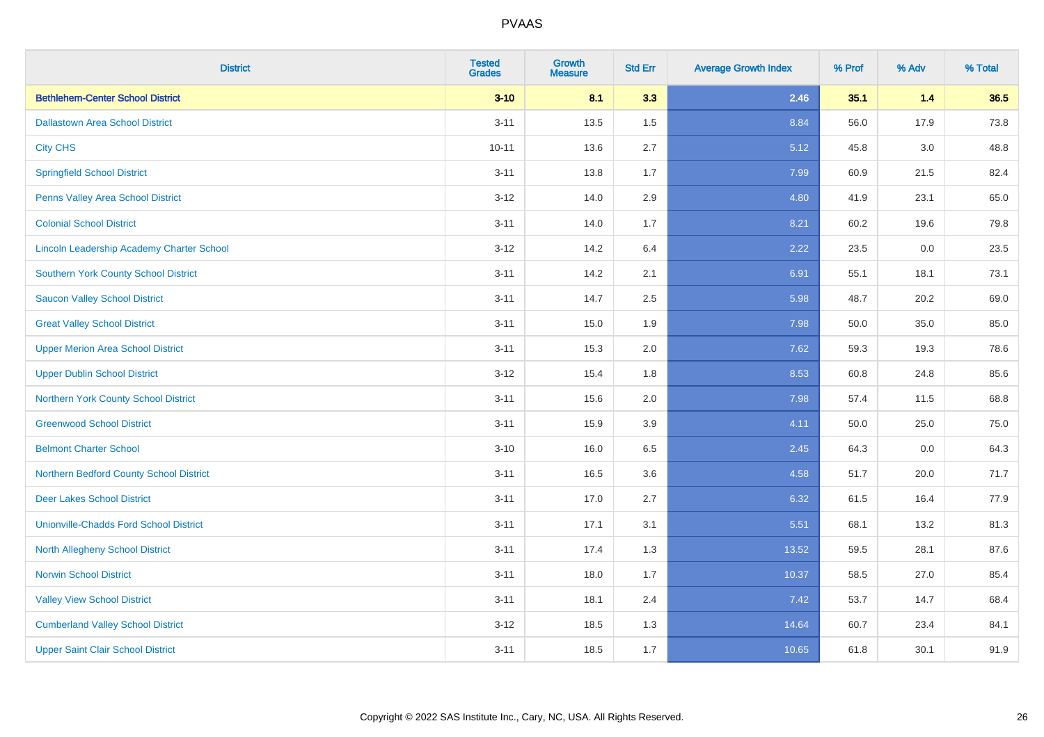# PVAAS

| District | Tested Grades | Growth Measure | Std Err | Average Growth Index | % Prof | % Adv | % Total |
|---|---|---|---|---|---|---|---|
| **Bethlehem-Center School District** | **3-10** | **8.1** | **3.3** | **2.46** | **35.1** | **1.4** | **36.5** |
| Dallastown Area School District | 3-11 | 13.5 | 1.5 | 8.84 | 56.0 | 17.9 | 73.8 |
| City CHS | 10-11 | 13.6 | 2.7 | 5.12 | 45.8 | 3.0 | 48.8 |
| Springfield School District | 3-11 | 13.8 | 1.7 | 7.99 | 60.9 | 21.5 | 82.4 |
| Penns Valley Area School District | 3-12 | 14.0 | 2.9 | 4.80 | 41.9 | 23.1 | 65.0 |
| Colonial School District | 3-11 | 14.0 | 1.7 | 8.21 | 60.2 | 19.6 | 79.8 |
| Lincoln Leadership Academy Charter School | 3-12 | 14.2 | 6.4 | 2.22 | 23.5 | 0.0 | 23.5 |
| Southern York County School District | 3-11 | 14.2 | 2.1 | 6.91 | 55.1 | 18.1 | 73.1 |
| Saucon Valley School District | 3-11 | 14.7 | 2.5 | 5.98 | 48.7 | 20.2 | 69.0 |
| Great Valley School District | 3-11 | 15.0 | 1.9 | 7.98 | 50.0 | 35.0 | 85.0 |
| Upper Merion Area School District | 3-11 | 15.3 | 2.0 | 7.62 | 59.3 | 19.3 | 78.6 |
| Upper Dublin School District | 3-12 | 15.4 | 1.8 | 8.53 | 60.8 | 24.8 | 85.6 |
| Northern York County School District | 3-11 | 15.6 | 2.0 | 7.98 | 57.4 | 11.5 | 68.8 |
| Greenwood School District | 3-11 | 15.9 | 3.9 | 4.11 | 50.0 | 25.0 | 75.0 |
| Belmont Charter School | 3-10 | 16.0 | 6.5 | 2.45 | 64.3 | 0.0 | 64.3 |
| Northern Bedford County School District | 3-11 | 16.5 | 3.6 | 4.58 | 51.7 | 20.0 | 71.7 |
| Deer Lakes School District | 3-11 | 17.0 | 2.7 | 6.32 | 61.5 | 16.4 | 77.9 |
| Unionville-Chadds Ford School District | 3-11 | 17.1 | 3.1 | 5.51 | 68.1 | 13.2 | 81.3 |
| North Allegheny School District | 3-11 | 17.4 | 1.3 | 13.52 | 59.5 | 28.1 | 87.6 |
| Norwin School District | 3-11 | 18.0 | 1.7 | 10.37 | 58.5 | 27.0 | 85.4 |
| Valley View School District | 3-11 | 18.1 | 2.4 | 7.42 | 53.7 | 14.7 | 68.4 |
| Cumberland Valley School District | 3-12 | 18.5 | 1.3 | 14.64 | 60.7 | 23.4 | 84.1 |
| Upper Saint Clair School District | 3-11 | 18.5 | 1.7 | 10.65 | 61.8 | 30.1 | 91.9 |

Copyright © 2022 SAS Institute Inc., Cary, NC, USA. All Rights Reserved.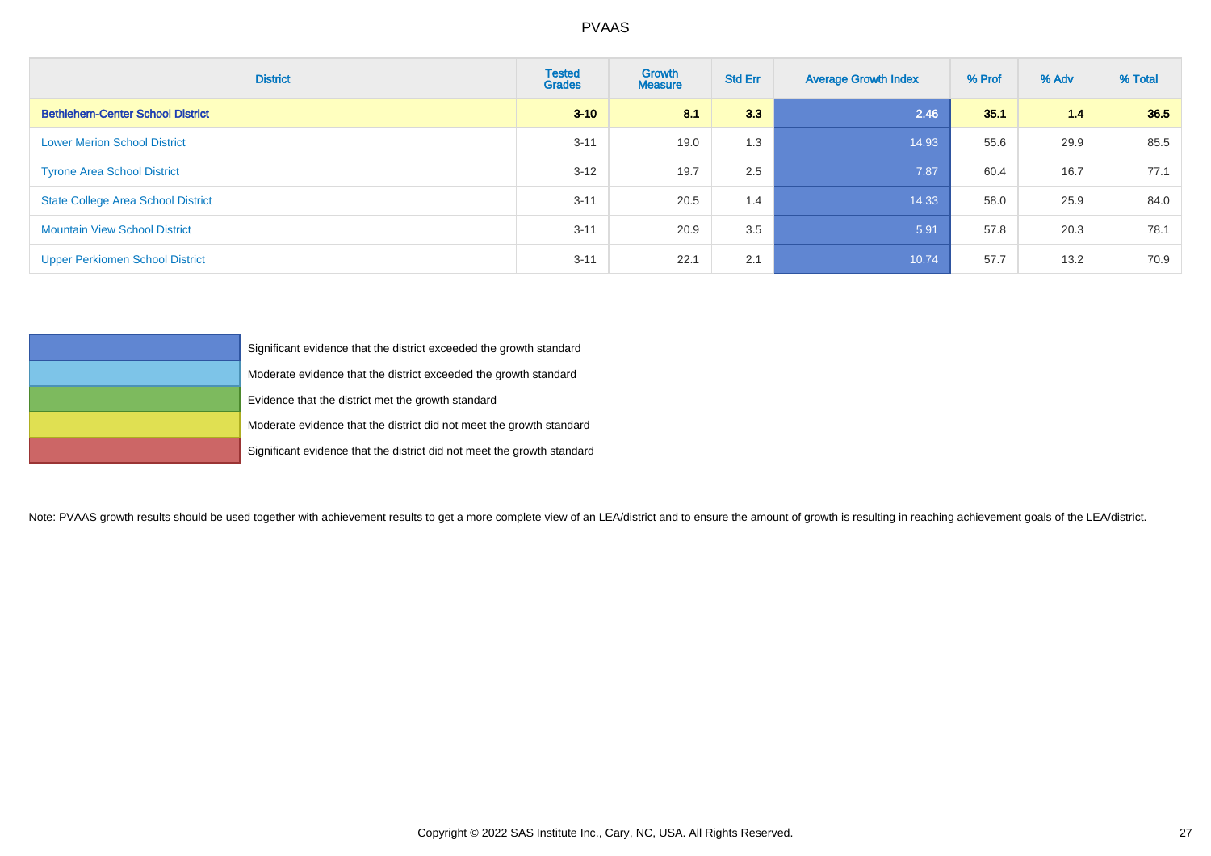# PVAAS

| District | Tested Grades | Growth Measure | Std Err | Average Growth Index | % Prof | % Adv | % Total |
|---|---|---|---|---|---|---|---|
| **Bethlehem-Center School District** | **3-10** | **8.1** | **3.3** | **2.46** | **35.1** | **1.4** | **36.5** |
| Lower Merion School District | 3-11 | 19.0 | 1.3 | 14.93 | 55.6 | 29.9 | 85.5 |
| Tyrone Area School District | 3-12 | 19.7 | 2.5 | 7.87 | 60.4 | 16.7 | 77.1 |
| State College Area School District | 3-11 | 20.5 | 1.4 | 14.33 | 58.0 | 25.9 | 84.0 |
| Mountain View School District | 3-11 | 20.9 | 3.5 | 5.91 | 57.8 | 20.3 | 78.1 |
| Upper Perkiomen School District | 3-11 | 22.1 | 2.1 | 10.74 | 57.7 | 13.2 | 70.9 |

- Significant evidence that the district exceeded the growth standard
- Moderate evidence that the district exceeded the growth standard
- Evidence that the district met the growth standard
- Moderate evidence that the district did not meet the growth standard
- Significant evidence that the district did not meet the growth standard

Note: PVAAS growth results should be used together with achievement results to get a more complete view of an LEA/district and to ensure the amount of growth is resulting in reaching achievement goals of the LEA/district.

Copyright © 2022 SAS Institute Inc., Cary, NC, USA. All Rights Reserved.